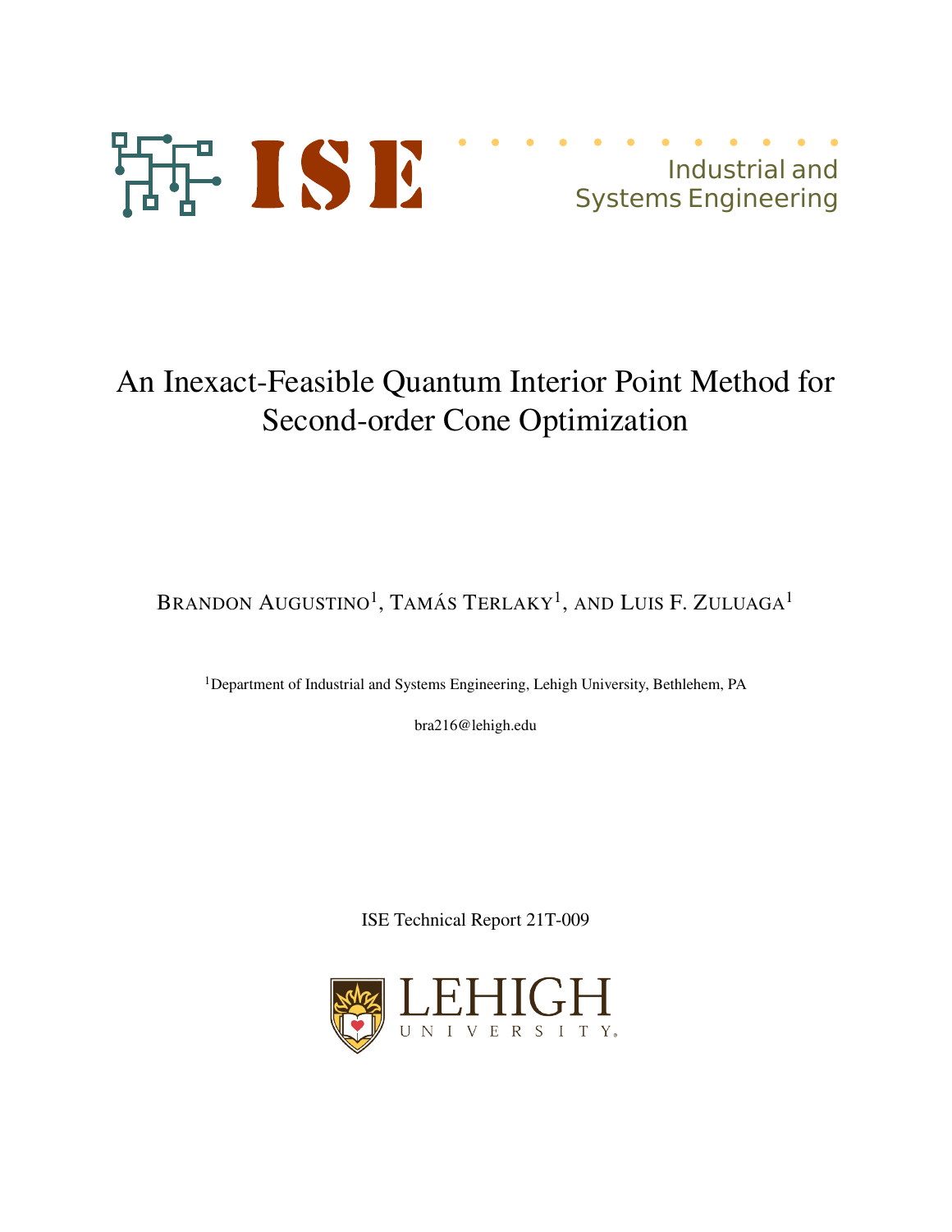ISE

Industrial and Systems Engineering

# An Inexact-Feasible Quantum Interior Point Method for Second-order Cone Optimization

Brandon Augustino[1], Tamás Terlaky[1], and Luis F. Zuluaga[1]

[1]Department of Industrial and Systems Engineering, Lehigh University, Bethlehem, PA

bra216@lehigh.edu

ISE Technical Report 21T-009

LEHIGH UNIVERSITY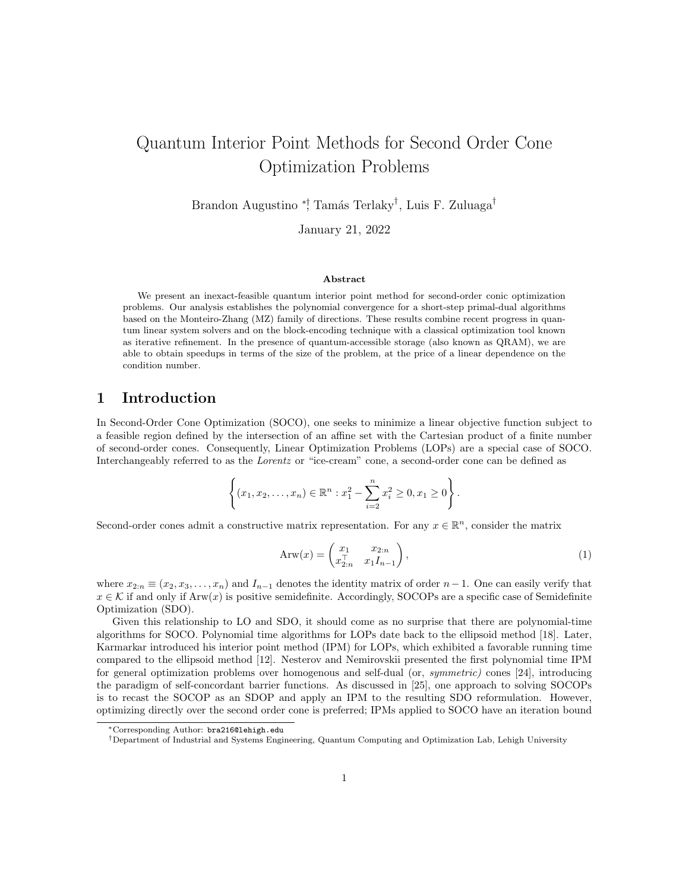# Quantum Interior Point Methods for Second Order Cone Optimization Problems

Brandon Augustino [*,†], Tamás Terlaky[†], Luis F. Zuluaga[†]

January 21, 2022

### Abstract

We present an inexact-feasible quantum interior point method for second-order conic optimization problems. Our analysis establishes the polynomial convergence for a short-step primal-dual algorithms based on the Monteiro-Zhang (MZ) family of directions. These results combine recent progress in quantum linear system solvers and on the block-encoding technique with a classical optimization tool known as iterative refinement. In the presence of quantum-accessible storage (also known as QRAM), we are able to obtain speedups in terms of the size of the problem, at the price of a linear dependence on the condition number.

## 1 Introduction

In Second-Order Cone Optimization (SOCO), one seeks to minimize a linear objective function subject to a feasible region defined by the intersection of an affine set with the Cartesian product of a finite number of second-order cones. Consequently, Linear Optimization Problems (LOPs) are a special case of SOCO. Interchangeably referred to as the *Lorentz* or "ice-cream" cone, a second-order cone can be defined as

$$\left\{ (x_1, x_2, \ldots, x_n) \in \mathbb{R}^n : x_1^2 - \sum_{i=2}^{n} x_i^2 \geq 0, x_1 \geq 0 \right\}.$$

Second-order cones admit a constructive matrix representation. For any $x \in \mathbb{R}^n$, consider the matrix

$$\text{Arw}(x) = \begin{pmatrix} x_1 & x_{2:n} \\ x_{2:n}^\top & x_1 I_{n-1} \end{pmatrix}, \tag{1}$$

where $x_{2:n} \equiv (x_2, x_3, \ldots, x_n)$ and $I_{n-1}$ denotes the identity matrix of order $n-1$. One can easily verify that $x \in \mathcal{K}$ if and only if $\text{Arw}(x)$ is positive semidefinite. Accordingly, SOCOPs are a specific case of Semidefinite Optimization (SDO).

Given this relationship to LO and SDO, it should come as no surprise that there are polynomial-time algorithms for SOCO. Polynomial time algorithms for LOPs date back to the ellipsoid method [18]. Later, Karmarkar introduced his interior point method (IPM) for LOPs, which exhibited a favorable running time compared to the ellipsoid method [12]. Nesterov and Nemirovskii presented the first polynomial time IPM for general optimization problems over homogenous and self-dual (or, *symmetric)* cones [24], introducing the paradigm of self-concordant barrier functions. As discussed in [25], one approach to solving SOCOPs is to recast the SOCOP as an SDOP and apply an IPM to the resulting SDO reformulation. However, optimizing directly over the second order cone is preferred; IPMs applied to SOCO have an iteration bound

[*]Corresponding Author: bra216@lehigh.edu

[†]Department of Industrial and Systems Engineering, Quantum Computing and Optimization Lab, Lehigh University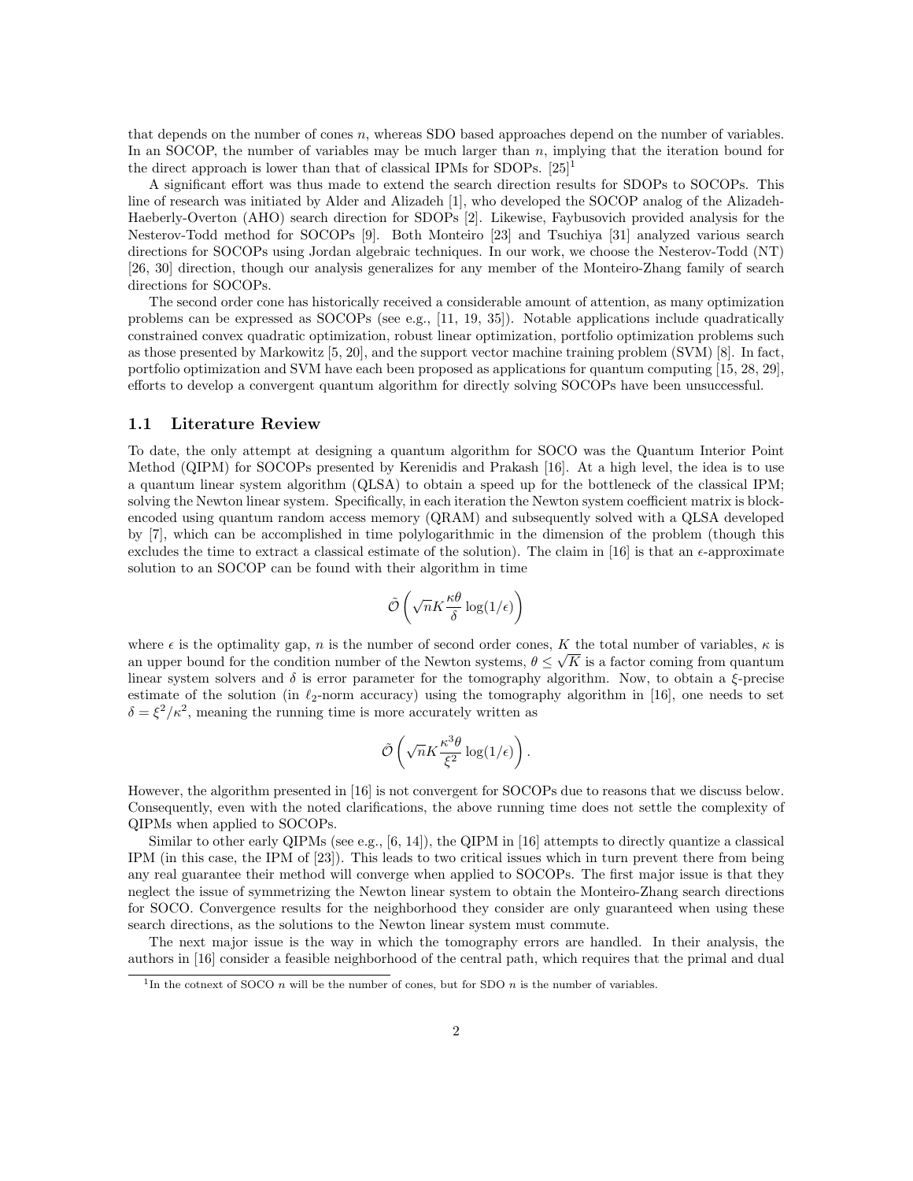that depends on the number of cones $n$, whereas SDO based approaches depend on the number of variables. In an SOCOP, the number of variables may be much larger than $n$, implying that the iteration bound for the direct approach is lower than that of classical IPMs for SDOPs. [25][1]

A significant effort was thus made to extend the search direction results for SDOPs to SOCOPs. This line of research was initiated by Alder and Alizadeh [1], who developed the SOCOP analog of the Alizadeh-Haeberly-Overton (AHO) search direction for SDOPs [2]. Likewise, Faybusovich provided analysis for the Nesterov-Todd method for SOCOPs [9]. Both Monteiro [23] and Tsuchiya [31] analyzed various search directions for SOCOPs using Jordan algebraic techniques. In our work, we choose the Nesterov-Todd (NT) [26, 30] direction, though our analysis generalizes for any member of the Monteiro-Zhang family of search directions for SOCOPs.

The second order cone has historically received a considerable amount of attention, as many optimization problems can be expressed as SOCOPs (see e.g., [11, 19, 35]). Notable applications include quadratically constrained convex quadratic optimization, robust linear optimization, portfolio optimization problems such as those presented by Markowitz [5, 20], and the support vector machine training problem (SVM) [8]. In fact, portfolio optimization and SVM have each been proposed as applications for quantum computing [15, 28, 29], efforts to develop a convergent quantum algorithm for directly solving SOCOPs have been unsuccessful.

## 1.1 Literature Review

To date, the only attempt at designing a quantum algorithm for SOCO was the Quantum Interior Point Method (QIPM) for SOCOPs presented by Kerenidis and Prakash [16]. At a high level, the idea is to use a quantum linear system algorithm (QLSA) to obtain a speed up for the bottleneck of the classical IPM; solving the Newton linear system. Specifically, in each iteration the Newton system coefficient matrix is block-encoded using quantum random access memory (QRAM) and subsequently solved with a QLSA developed by [7], which can be accomplished in time polylogarithmic in the dimension of the problem (though this excludes the time to extract a classical estimate of the solution). The claim in [16] is that an $\epsilon$-approximate solution to an SOCOP can be found with their algorithm in time

$$\tilde{\mathcal{O}}\left(\sqrt{n}K\frac{\kappa\theta}{\delta}\log(1/\epsilon)\right)$$

where $\epsilon$ is the optimality gap, $n$ is the number of second order cones, $K$ the total number of variables, $\kappa$ is an upper bound for the condition number of the Newton systems, $\theta \leq \sqrt{K}$ is a factor coming from quantum linear system solvers and $\delta$ is error parameter for the tomography algorithm. Now, to obtain a $\xi$-precise estimate of the solution (in $\ell_2$-norm accuracy) using the tomography algorithm in [16], one needs to set $\delta = \xi^2/\kappa^2$, meaning the running time is more accurately written as

$$\tilde{\mathcal{O}}\left(\sqrt{n}K\frac{\kappa^3\theta}{\xi^2}\log(1/\epsilon)\right).$$

However, the algorithm presented in [16] is not convergent for SOCOPs due to reasons that we discuss below. Consequently, even with the noted clarifications, the above running time does not settle the complexity of QIPMs when applied to SOCOPs.

Similar to other early QIPMs (see e.g., [6, 14]), the QIPM in [16] attempts to directly quantize a classical IPM (in this case, the IPM of [23]). This leads to two critical issues which in turn prevent there from being any real guarantee their method will converge when applied to SOCOPs. The first major issue is that they neglect the issue of symmetrizing the Newton linear system to obtain the Monteiro-Zhang search directions for SOCO. Convergence results for the neighborhood they consider are only guaranteed when using these search directions, as the solutions to the Newton linear system must commute.

The next major issue is the way in which the tomography errors are handled. In their analysis, the authors in [16] consider a feasible neighborhood of the central path, which requires that the primal and dual

[1] In the cotnext of SOCO $n$ will be the number of cones, but for SDO $n$ is the number of variables.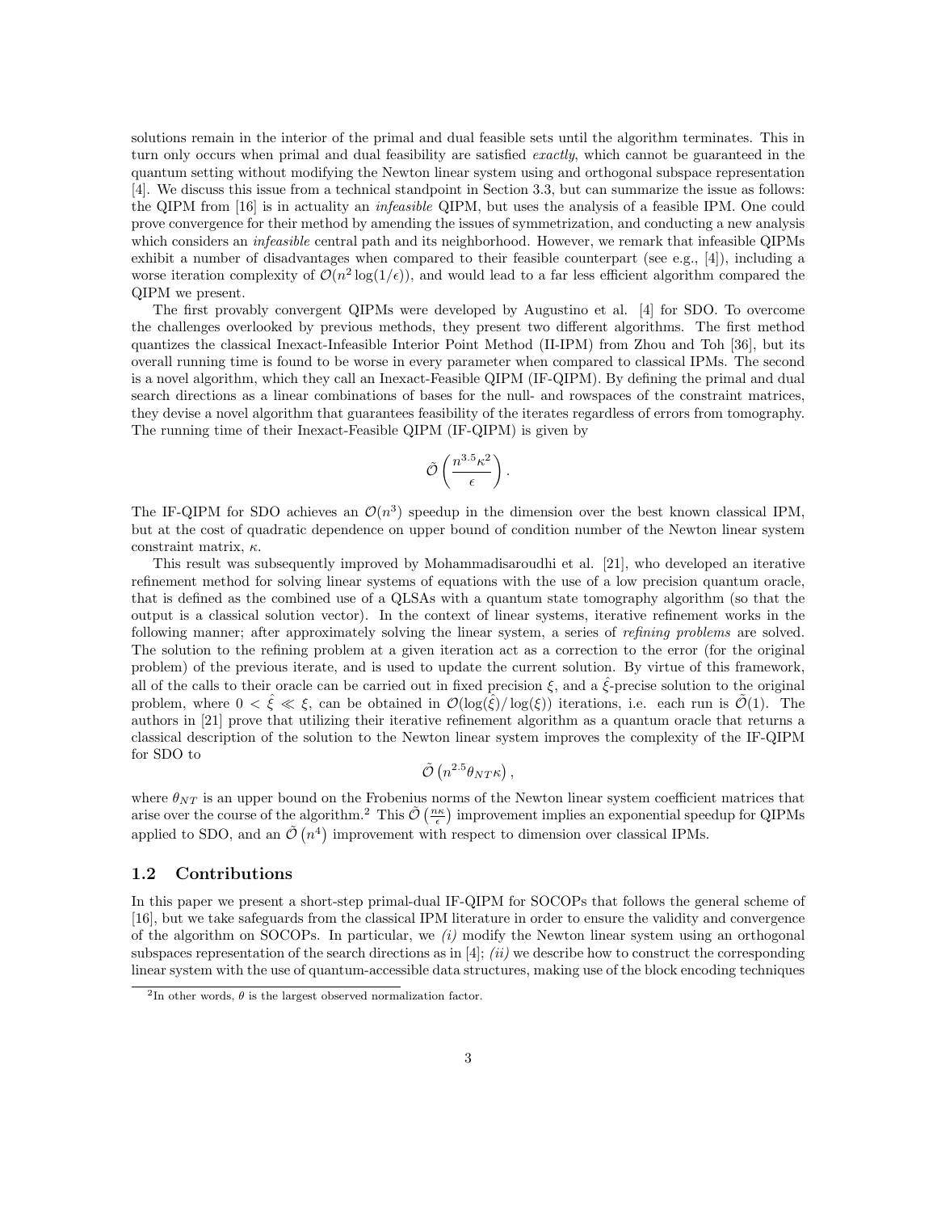solutions remain in the interior of the primal and dual feasible sets until the algorithm terminates. This in turn only occurs when primal and dual feasibility are satisfied *exactly*, which cannot be guaranteed in the quantum setting without modifying the Newton linear system using and orthogonal subspace representation [4]. We discuss this issue from a technical standpoint in Section 3.3, but can summarize the issue as follows: the QIPM from [16] is in actuality an *infeasible* QIPM, but uses the analysis of a feasible IPM. One could prove convergence for their method by amending the issues of symmetrization, and conducting a new analysis which considers an *infeasible* central path and its neighborhood. However, we remark that infeasible QIPMs exhibit a number of disadvantages when compared to their feasible counterpart (see e.g., [4]), including a worse iteration complexity of $\mathcal{O}(n^2 \log(1/\epsilon))$, and would lead to a far less efficient algorithm compared the QIPM we present.

The first provably convergent QIPMs were developed by Augustino et al. [4] for SDO. To overcome the challenges overlooked by previous methods, they present two different algorithms. The first method quantizes the classical Inexact-Infeasible Interior Point Method (II-IPM) from Zhou and Toh [36], but its overall running time is found to be worse in every parameter when compared to classical IPMs. The second is a novel algorithm, which they call an Inexact-Feasible QIPM (IF-QIPM). By defining the primal and dual search directions as a linear combinations of bases for the null- and rowspaces of the constraint matrices, they devise a novel algorithm that guarantees feasibility of the iterates regardless of errors from tomography. The running time of their Inexact-Feasible QIPM (IF-QIPM) is given by

$$\tilde{\mathcal{O}}\left(\frac{n^{3.5}\kappa^2}{\epsilon}\right).$$

The IF-QIPM for SDO achieves an $\mathcal{O}(n^3)$ speedup in the dimension over the best known classical IPM, but at the cost of quadratic dependence on upper bound of condition number of the Newton linear system constraint matrix, $\kappa$.

This result was subsequently improved by Mohammadisaroudhi et al. [21], who developed an iterative refinement method for solving linear systems of equations with the use of a low precision quantum oracle, that is defined as the combined use of a QLSAs with a quantum state tomography algorithm (so that the output is a classical solution vector). In the context of linear systems, iterative refinement works in the following manner; after approximately solving the linear system, a series of *refining problems* are solved. The solution to the refining problem at a given iteration act as a correction to the error (for the original problem) of the previous iterate, and is used to update the current solution. By virtue of this framework, all of the calls to their oracle can be carried out in fixed precision $\xi$, and a $\hat{\xi}$-precise solution to the original problem, where $0 < \hat{\xi} \ll \xi$, can be obtained in $\mathcal{O}(\log(\hat{\xi})/\log(\xi))$ iterations, i.e. each run is $\tilde{\mathcal{O}}(1)$. The authors in [21] prove that utilizing their iterative refinement algorithm as a quantum oracle that returns a classical description of the solution to the Newton linear system improves the complexity of the IF-QIPM for SDO to

$$\tilde{\mathcal{O}}\left(n^{2.5}\theta_{NT}\kappa\right),$$

where $\theta_{NT}$ is an upper bound on the Frobenius norms of the Newton linear system coefficient matrices that arise over the course of the algorithm.[2] This $\tilde{\mathcal{O}}\left(\frac{n\kappa}{\epsilon}\right)$ improvement implies an exponential speedup for QIPMs applied to SDO, and an $\tilde{\mathcal{O}}\left(n^4\right)$ improvement with respect to dimension over classical IPMs.

## 1.2 Contributions

In this paper we present a short-step primal-dual IF-QIPM for SOCOPs that follows the general scheme of [16], but we take safeguards from the classical IPM literature in order to ensure the validity and convergence of the algorithm on SOCOPs. In particular, we *(i)* modify the Newton linear system using an orthogonal subspaces representation of the search directions as in [4]; *(ii)* we describe how to construct the corresponding linear system with the use of quantum-accessible data structures, making use of the block encoding techniques

[2] In other words, $\theta$ is the largest observed normalization factor.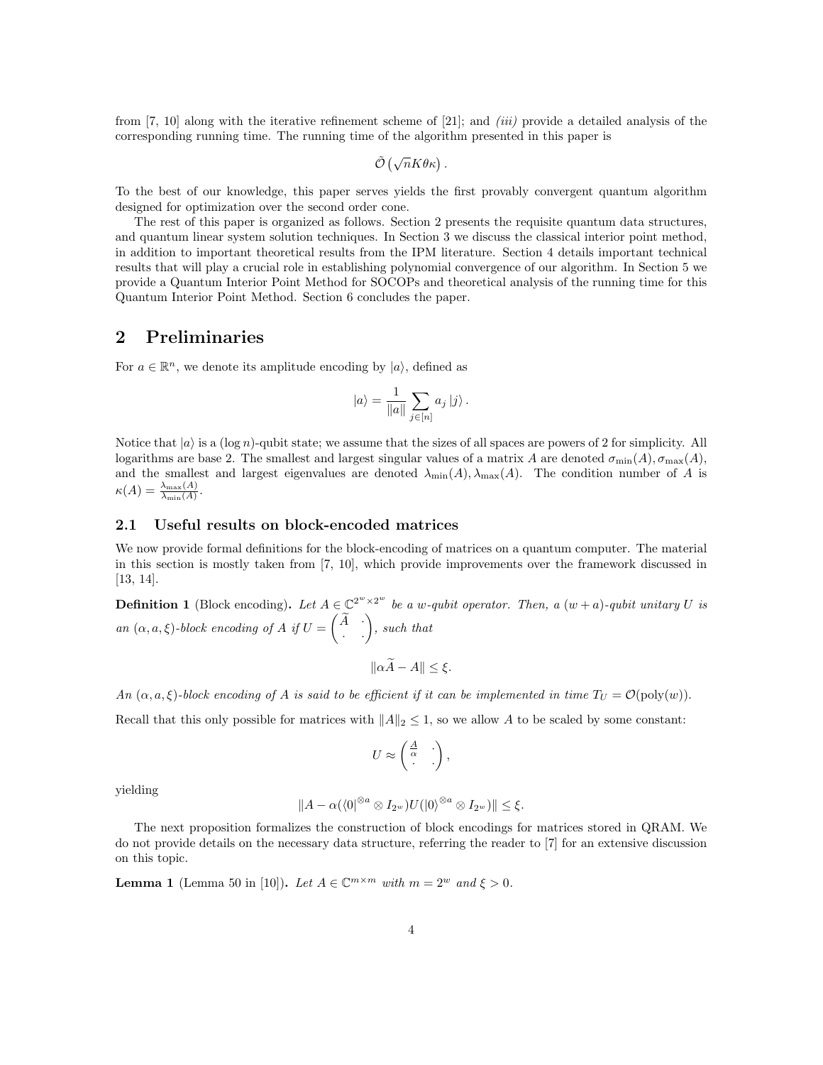from [7, 10] along with the iterative refinement scheme of [21]; and *(iii)* provide a detailed analysis of the corresponding running time. The running time of the algorithm presented in this paper is

$$\tilde{\mathcal{O}}\left(\sqrt{n}K\theta\kappa\right).$$

To the best of our knowledge, this paper serves yields the first provably convergent quantum algorithm designed for optimization over the second order cone.

The rest of this paper is organized as follows. Section 2 presents the requisite quantum data structures, and quantum linear system solution techniques. In Section 3 we discuss the classical interior point method, in addition to important theoretical results from the IPM literature. Section 4 details important technical results that will play a crucial role in establishing polynomial convergence of our algorithm. In Section 5 we provide a Quantum Interior Point Method for SOCOPs and theoretical analysis of the running time for this Quantum Interior Point Method. Section 6 concludes the paper.

# 2 Preliminaries

For $a \in \mathbb{R}^n$, we denote its amplitude encoding by $|a\rangle$, defined as

$$|a\rangle = \frac{1}{\|a\|}\sum_{j\in[n]} a_j\,|j\rangle\,.$$

Notice that $|a\rangle$ is a $(\log n)$-qubit state; we assume that the sizes of all spaces are powers of 2 for simplicity. All logarithms are base 2. The smallest and largest singular values of a matrix $A$ are denoted $\sigma_{\min}(A), \sigma_{\max}(A)$, and the smallest and largest eigenvalues are denoted $\lambda_{\min}(A), \lambda_{\max}(A)$. The condition number of $A$ is $\kappa(A) = \frac{\lambda_{\max}(A)}{\lambda_{\min}(A)}$.

## 2.1 Useful results on block-encoded matrices

We now provide formal definitions for the block-encoding of matrices on a quantum computer. The material in this section is mostly taken from [7, 10], which provide improvements over the framework discussed in [13, 14].

**Definition 1** (Block encoding). *Let $A \in \mathbb{C}^{2^w \times 2^w}$ be a $w$-qubit operator. Then, a $(w+a)$-qubit unitary $U$ is an $(\alpha, a, \xi)$-block encoding of $A$ if $U = \begin{pmatrix} \widetilde{A} & \cdot \\ \cdot & \cdot \end{pmatrix}$, such that*

$$\|\alpha\widetilde{A} - A\| \leq \xi.$$

*An $(\alpha, a, \xi)$-block encoding of $A$ is said to be efficient if it can be implemented in time $T_U = \mathcal{O}(\mathrm{poly}(w))$.*

Recall that this only possible for matrices with $\|A\|_2 \leq 1$, so we allow $A$ to be scaled by some constant:

$$U \approx \begin{pmatrix} \frac{A}{\alpha} & \cdot \\ \cdot & \cdot \end{pmatrix},$$

yielding

$$\|A - \alpha(\langle 0|^{\otimes a} \otimes I_{2^w})U(|0\rangle^{\otimes a} \otimes I_{2^w})\| \leq \xi.$$

The next proposition formalizes the construction of block encodings for matrices stored in QRAM. We do not provide details on the necessary data structure, referring the reader to [7] for an extensive discussion on this topic.

**Lemma 1** (Lemma 50 in [10]). *Let $A \in \mathbb{C}^{m\times m}$ with $m = 2^w$ and $\xi > 0$.*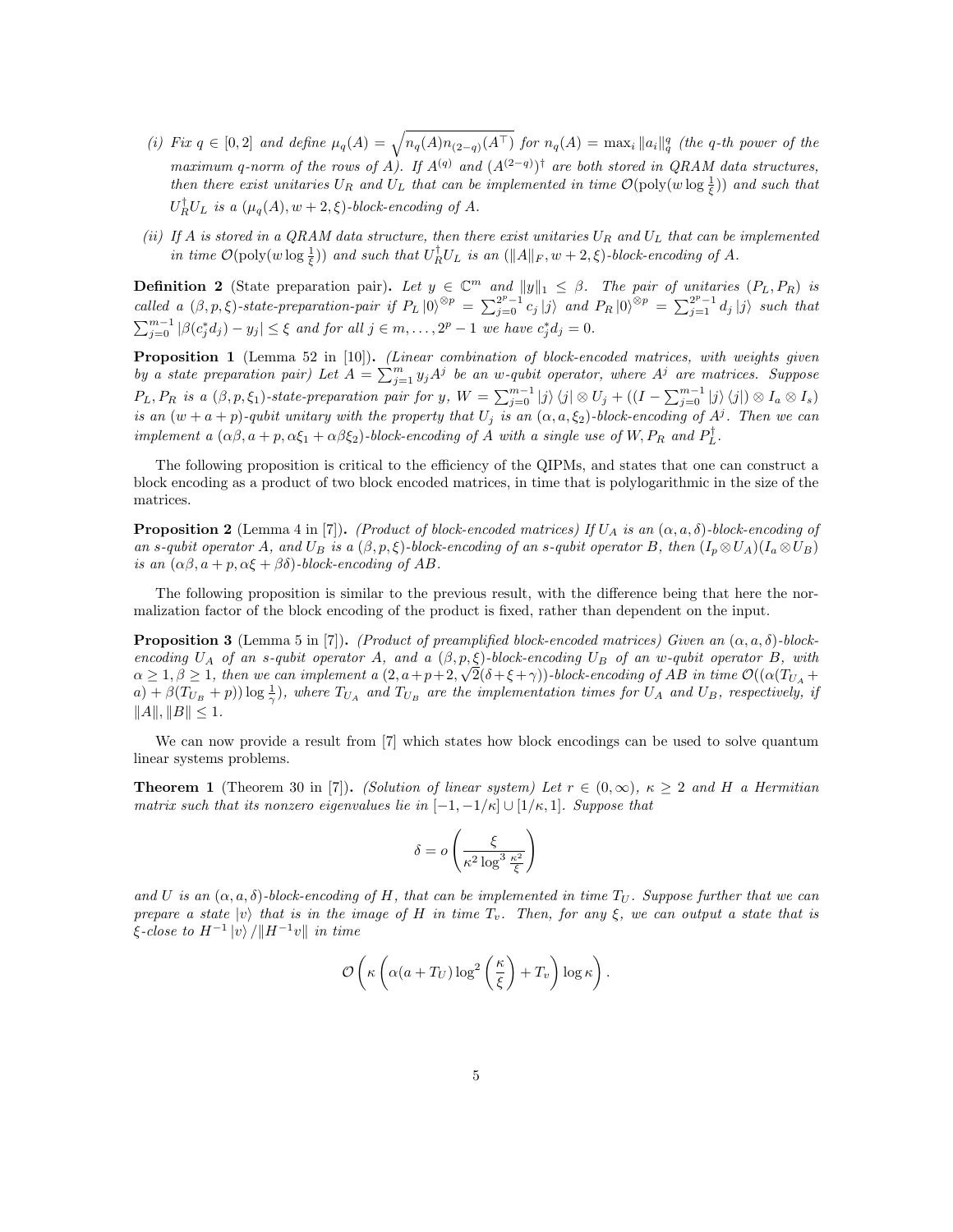*(i) Fix $q \in [0,2]$ and define $\mu_q(A) = \sqrt{n_q(A) n_{(2-q)}(A^\top)}$ for $n_q(A) = \max_i \|a_i\|_q^q$ (the q-th power of the maximum q-norm of the rows of A). If $A^{(q)}$ and $(A^{(2-q)})^\dagger$ are both stored in QRAM data structures, then there exist unitaries $U_R$ and $U_L$ that can be implemented in time $\mathcal{O}(\text{poly}(w \log \frac{1}{\xi}))$ and such that $U_R^\dagger U_L$ is a $(\mu_q(A), w+2, \xi)$-block-encoding of A.*

*(ii) If A is stored in a QRAM data structure, then there exist unitaries $U_R$ and $U_L$ that can be implemented in time $\mathcal{O}(\text{poly}(w \log \frac{1}{\xi}))$ and such that $U_R^\dagger U_L$ is an $(\|A\|_F, w+2, \xi)$-block-encoding of A.*

**Definition 2** (State preparation pair)**.** *Let $y \in \mathbb{C}^m$ and $\|y\|_1 \le \beta$. The pair of unitaries $(P_L, P_R)$ is called a $(\beta, p, \xi)$-state-preparation-pair if $P_L |0\rangle^{\otimes p} = \sum_{j=0}^{2^p-1} c_j |j\rangle$ and $P_R |0\rangle^{\otimes p} = \sum_{j=1}^{2^p-1} d_j |j\rangle$ such that $\sum_{j=0}^{m-1} |\beta(c_j^* d_j) - y_j| \le \xi$ and for all $j \in m, \ldots, 2^p - 1$ we have $c_j^* d_j = 0$.*

**Proposition 1** (Lemma 52 in [10])**.** *(Linear combination of block-encoded matrices, with weights given by a state preparation pair) Let $A = \sum_{j=1}^{m} y_j A^j$ be an w-qubit operator, where $A^j$ are matrices. Suppose $P_L, P_R$ is a $(\beta, p, \xi_1)$-state-preparation pair for y, $W = \sum_{j=0}^{m-1} |j\rangle\langle j| \otimes U_j + ((I - \sum_{j=0}^{m-1} |j\rangle\langle j|) \otimes I_a \otimes I_s)$ is an $(w+a+p)$-qubit unitary with the property that $U_j$ is an $(\alpha, a, \xi_2)$-block-encoding of $A^j$. Then we can implement a $(\alpha\beta, a+p, \alpha\xi_1 + \alpha\beta\xi_2)$-block-encoding of A with a single use of $W, P_R$ and $P_L^\dagger$.*

The following proposition is critical to the efficiency of the QIPMs, and states that one can construct a block encoding as a product of two block encoded matrices, in time that is polylogarithmic in the size of the matrices.

**Proposition 2** (Lemma 4 in [7])**.** *(Product of block-encoded matrices) If $U_A$ is an $(\alpha, a, \delta)$-block-encoding of an s-qubit operator A, and $U_B$ is a $(\beta, p, \xi)$-block-encoding of an s-qubit operator B, then $(I_p \otimes U_A)(I_a \otimes U_B)$ is an $(\alpha\beta, a+p, \alpha\xi + \beta\delta)$-block-encoding of AB.*

The following proposition is similar to the previous result, with the difference being that here the normalization factor of the block encoding of the product is fixed, rather than dependent on the input.

**Proposition 3** (Lemma 5 in [7])**.** *(Product of preamplified block-encoded matrices) Given an $(\alpha, a, \delta)$-block-encoding $U_A$ of an s-qubit operator A, and a $(\beta, p, \xi)$-block-encoding $U_B$ of an w-qubit operator B, with $\alpha \ge 1, \beta \ge 1$, then we can implement a $(2, a+p+2, \sqrt{2}(\delta+\xi+\gamma))$-block-encoding of AB in time $\mathcal{O}((\alpha(T_{U_A} + a) + \beta(T_{U_B} + p)) \log \frac{1}{\gamma})$, where $T_{U_A}$ and $T_{U_B}$ are the implementation times for $U_A$ and $U_B$, respectively, if $\|A\|, \|B\| \le 1$.*

We can now provide a result from [7] which states how block encodings can be used to solve quantum linear systems problems.

**Theorem 1** (Theorem 30 in [7])**.** *(Solution of linear system) Let $r \in (0, \infty)$, $\kappa \ge 2$ and H a Hermitian matrix such that its nonzero eigenvalues lie in $[-1, -1/\kappa] \cup [1/\kappa, 1]$. Suppose that*

$$\delta = o\left(\frac{\xi}{\kappa^2 \log^3 \frac{\kappa^2}{\xi}}\right)$$

*and U is an $(\alpha, a, \delta)$-block-encoding of H, that can be implemented in time $T_U$. Suppose further that we can prepare a state $|v\rangle$ that is in the image of H in time $T_v$. Then, for any $\xi$, we can output a state that is $\xi$-close to $H^{-1}|v\rangle / \|H^{-1}v\|$ in time*

$$\mathcal{O}\left(\kappa\left(\alpha(a+T_U)\log^2\left(\frac{\kappa}{\xi}\right) + T_v\right)\log\kappa\right).$$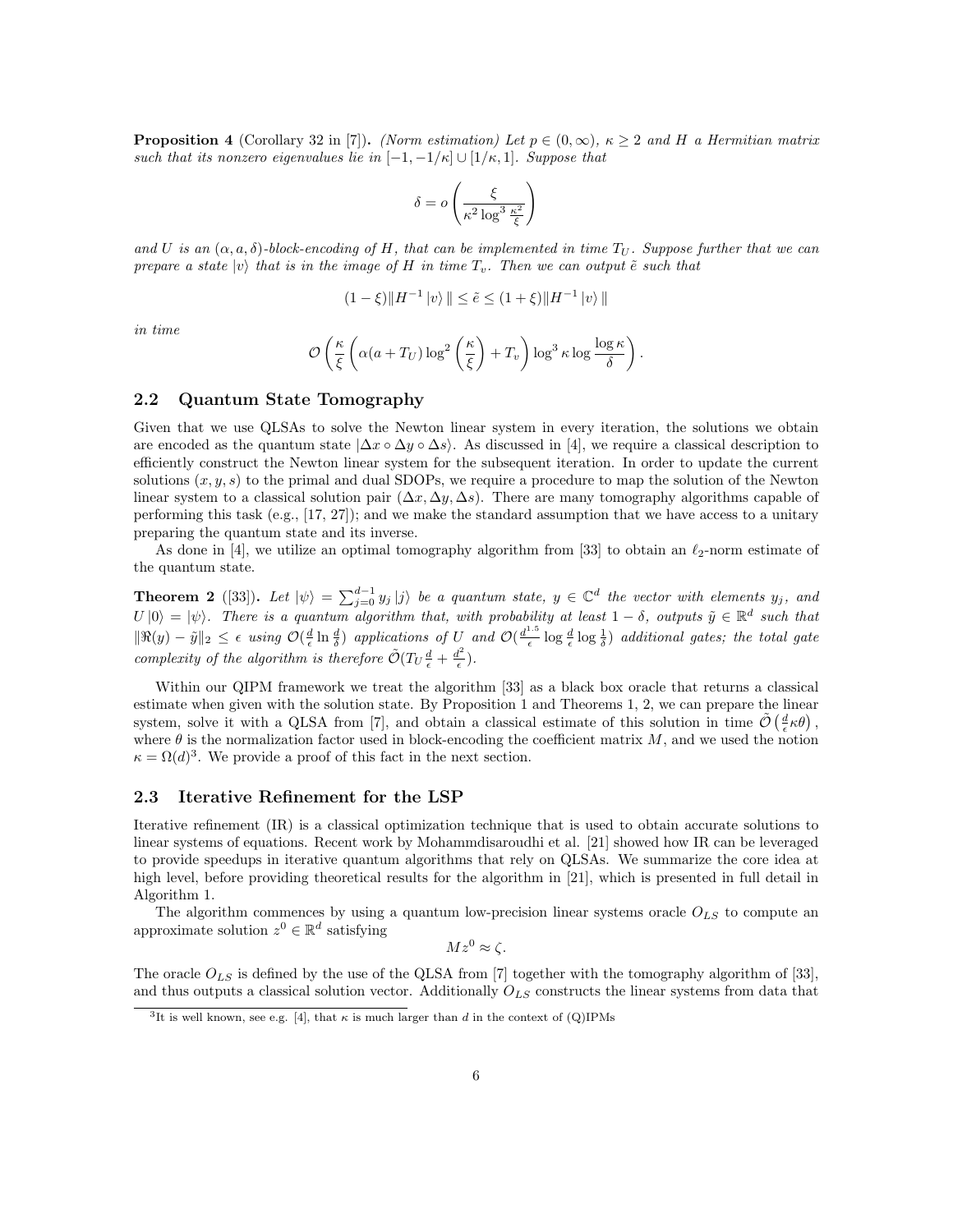**Proposition 4** (Corollary 32 in [7])**.** *(Norm estimation) Let $p \in (0, \infty)$, $\kappa \geq 2$ and $H$ a Hermitian matrix such that its nonzero eigenvalues lie in $[-1, -1/\kappa] \cup [1/\kappa, 1]$. Suppose that*

$$\delta = o\left(\frac{\xi}{\kappa^2 \log^3 \frac{\kappa^2}{\xi}}\right)$$

*and $U$ is an $(\alpha, a, \delta)$-block-encoding of $H$, that can be implemented in time $T_U$. Suppose further that we can prepare a state $|v\rangle$ that is in the image of $H$ in time $T_v$. Then we can output $\tilde{e}$ such that*

$$(1 - \xi)\|H^{-1}|v\rangle\| \leq \tilde{e} \leq (1 + \xi)\|H^{-1}|v\rangle\|$$

*in time*

$$\mathcal{O}\left(\frac{\kappa}{\xi}\left(\alpha(a + T_U)\log^2\left(\frac{\kappa}{\xi}\right) + T_v\right)\log^3\kappa \log\frac{\log\kappa}{\delta}\right).$$

## 2.2 Quantum State Tomography

Given that we use QLSAs to solve the Newton linear system in every iteration, the solutions we obtain are encoded as the quantum state $|\Delta x \circ \Delta y \circ \Delta s\rangle$. As discussed in [4], we require a classical description to efficiently construct the Newton linear system for the subsequent iteration. In order to update the current solutions $(x, y, s)$ to the primal and dual SDOPs, we require a procedure to map the solution of the Newton linear system to a classical solution pair $(\Delta x, \Delta y, \Delta s)$. There are many tomography algorithms capable of performing this task (e.g., [17, 27]); and we make the standard assumption that we have access to a unitary preparing the quantum state and its inverse.

As done in [4], we utilize an optimal tomography algorithm from [33] to obtain an $\ell_2$-norm estimate of the quantum state.

**Theorem 2** ([33])**.** *Let $|\psi\rangle = \sum_{j=0}^{d-1} y_j |j\rangle$ be a quantum state, $y \in \mathbb{C}^d$ the vector with elements $y_j$, and $U|0\rangle = |\psi\rangle$. There is a quantum algorithm that, with probability at least $1 - \delta$, outputs $\tilde{y} \in \mathbb{R}^d$ such that $\|\Re(y) - \tilde{y}\|_2 \leq \epsilon$ using $\mathcal{O}(\frac{d}{\epsilon}\ln\frac{d}{\delta})$ applications of $U$ and $\mathcal{O}(\frac{d^{1.5}}{\epsilon}\log\frac{d}{\epsilon}\log\frac{1}{\delta})$ additional gates; the total gate complexity of the algorithm is therefore $\tilde{\mathcal{O}}(T_U\frac{d}{\epsilon} + \frac{d^2}{\epsilon})$.*

Within our QIPM framework we treat the algorithm [33] as a black box oracle that returns a classical estimate when given with the solution state. By Proposition 1 and Theorems 1, 2, we can prepare the linear system, solve it with a QLSA from [7], and obtain a classical estimate of this solution in time $\tilde{\mathcal{O}}\left(\frac{d}{\epsilon}\kappa\theta\right)$, where $\theta$ is the normalization factor used in block-encoding the coefficient matrix $M$, and we used the notion $\kappa = \Omega(d)$[3]. We provide a proof of this fact in the next section.

## 2.3 Iterative Refinement for the LSP

Iterative refinement (IR) is a classical optimization technique that is used to obtain accurate solutions to linear systems of equations. Recent work by Mohammdisaroudhi et al. [21] showed how IR can be leveraged to provide speedups in iterative quantum algorithms that rely on QLSAs. We summarize the core idea at high level, before providing theoretical results for the algorithm in [21], which is presented in full detail in Algorithm 1.

The algorithm commences by using a quantum low-precision linear systems oracle $O_{LS}$ to compute an approximate solution $z^0 \in \mathbb{R}^d$ satisfying

$$Mz^0 \approx \zeta.$$

The oracle $O_{LS}$ is defined by the use of the QLSA from [7] together with the tomography algorithm of [33], and thus outputs a classical solution vector. Additionally $O_{LS}$ constructs the linear systems from data that

[3] It is well known, see e.g. [4], that $\kappa$ is much larger than $d$ in the context of (Q)IPMs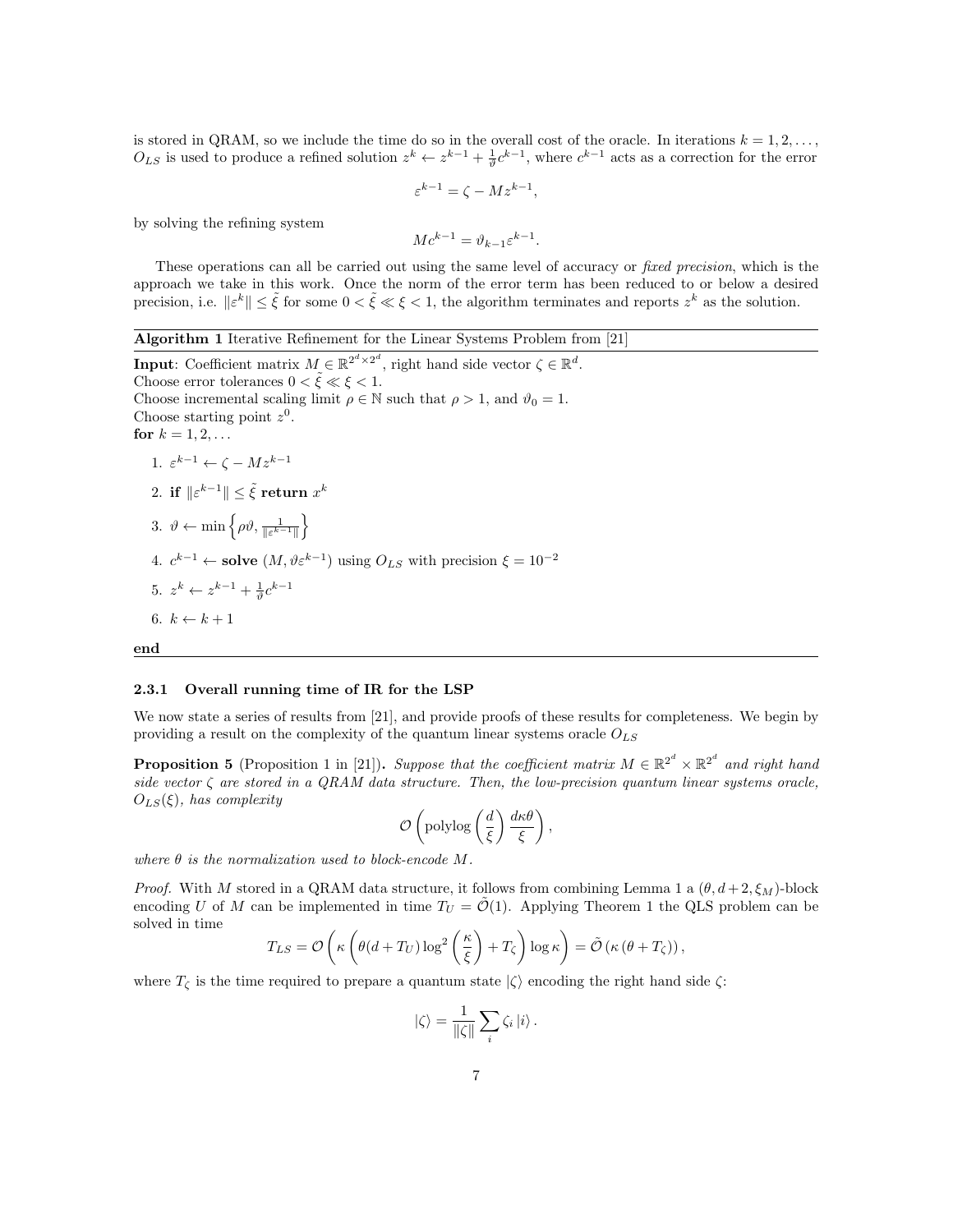is stored in QRAM, so we include the time do so in the overall cost of the oracle. In iterations $k = 1, 2, \ldots$, $O_{LS}$ is used to produce a refined solution $z^k \leftarrow z^{k-1} + \frac{1}{\vartheta} c^{k-1}$, where $c^{k-1}$ acts as a correction for the error

$$\varepsilon^{k-1} = \zeta - Mz^{k-1},$$

by solving the refining system

$$Mc^{k-1} = \vartheta_{k-1}\varepsilon^{k-1}.$$

These operations can all be carried out using the same level of accuracy or *fixed precision*, which is the approach we take in this work. Once the norm of the error term has been reduced to or below a desired precision, i.e. $\|\varepsilon^k\| \leq \tilde{\xi}$ for some $0 < \tilde{\xi} \ll \xi < 1$, the algorithm terminates and reports $z^k$ as the solution.

---

**Algorithm 1** Iterative Refinement for the Linear Systems Problem from [21]

---

**Input**: Coefficient matrix $M \in \mathbb{R}^{2^d \times 2^d}$, right hand side vector $\zeta \in \mathbb{R}^d$.
Choose error tolerances $0 < \tilde{\xi} \ll \xi < 1$.
Choose incremental scaling limit $\rho \in \mathbb{N}$ such that $\rho > 1$, and $\vartheta_0 = 1$.
Choose starting point $z^0$.
**for** $k = 1, 2, \ldots$

1. $\varepsilon^{k-1} \leftarrow \zeta - Mz^{k-1}$
2. **if** $\|\varepsilon^{k-1}\| \leq \tilde{\xi}$ **return** $x^k$
3. $\vartheta \leftarrow \min\left\{\rho\vartheta, \frac{1}{\|\varepsilon^{k-1}\|}\right\}$
4. $c^{k-1} \leftarrow$ **solve** $(M, \vartheta\varepsilon^{k-1})$ using $O_{LS}$ with precision $\xi = 10^{-2}$
5. $z^k \leftarrow z^{k-1} + \frac{1}{\vartheta} c^{k-1}$
6. $k \leftarrow k + 1$

**end**

---

#### 2.3.1 Overall running time of IR for the LSP

We now state a series of results from [21], and provide proofs of these results for completeness. We begin by providing a result on the complexity of the quantum linear systems oracle $O_{LS}$

**Proposition 5** (Proposition 1 in [21])**.** *Suppose that the coefficient matrix $M \in \mathbb{R}^{2^d} \times \mathbb{R}^{2^d}$ and right hand side vector $\zeta$ are stored in a QRAM data structure. Then, the low-precision quantum linear systems oracle, $O_{LS}(\xi)$, has complexity*

$$\mathcal{O}\left(\text{polylog}\left(\frac{d}{\xi}\right)\frac{d\kappa\theta}{\xi}\right),$$

*where $\theta$ is the normalization used to block-encode $M$.*

*Proof.* With $M$ stored in a QRAM data structure, it follows from combining Lemma 1 a $(\theta, d+2, \xi_M)$-block encoding $U$ of $M$ can be implemented in time $T_U = \tilde{\mathcal{O}}(1)$. Applying Theorem 1 the QLS problem can be solved in time

$$T_{LS} = \mathcal{O}\left(\kappa\left(\theta(d + T_U)\log^2\left(\frac{\kappa}{\xi}\right) + T_\zeta\right)\log\kappa\right) = \tilde{\mathcal{O}}\left(\kappa\left(\theta + T_\zeta\right)\right),$$

where $T_\zeta$ is the time required to prepare a quantum state $|\zeta\rangle$ encoding the right hand side $\zeta$:

$$|\zeta\rangle = \frac{1}{\|\zeta\|}\sum_i \zeta_i |i\rangle.$$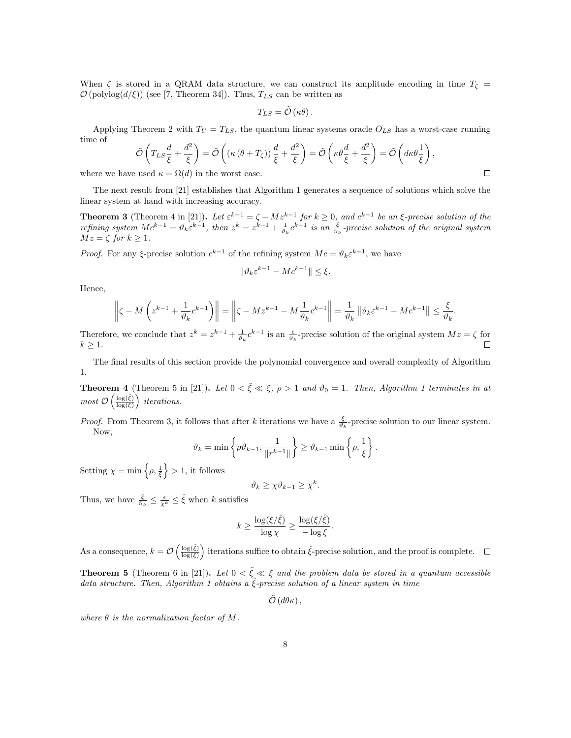When $\zeta$ is stored in a QRAM data structure, we can construct its amplitude encoding in time $T_\zeta = \mathcal{O}(\text{polylog}(d/\xi))$ (see [7, Theorem 34]). Thus, $T_{LS}$ can be written as

$$T_{LS} = \tilde{\mathcal{O}}(\kappa\theta).$$

Applying Theorem 2 with $T_U = T_{LS}$, the quantum linear systems oracle $O_{LS}$ has a worst-case running time of

$$\tilde{\mathcal{O}}\left(T_{LS}\frac{d}{\xi} + \frac{d^2}{\xi}\right) = \tilde{\mathcal{O}}\left((\kappa(\theta + T_\zeta))\frac{d}{\xi} + \frac{d^2}{\xi}\right) = \tilde{\mathcal{O}}\left(\kappa\theta\frac{d}{\xi} + \frac{d^2}{\xi}\right) = \tilde{\mathcal{O}}\left(d\kappa\theta\frac{1}{\xi}\right),$$

where we have used $\kappa = \Omega(d)$ in the worst case. □

The next result from [21] establishes that Algorithm 1 generates a sequence of solutions which solve the linear system at hand with increasing accuracy.

**Theorem 3** (Theorem 4 in [21]). *Let $\varepsilon^{k-1} = \zeta - Mz^{k-1}$ for $k \geq 0$, and $c^{k-1}$ be an $\xi$-precise solution of the refining system $Mc^{k-1} = \vartheta_k\varepsilon^{k-1}$, then $z^k = z^{k-1} + \frac{1}{\vartheta_k}c^{k-1}$ is an $\frac{\xi}{\vartheta_k}$-precise solution of the original system $Mz = \zeta$ for $k \geq 1$.*

*Proof.* For any $\xi$-precise solution $c^{k-1}$ of the refining system $Mc = \vartheta_k\varepsilon^{k-1}$, we have

$$\|\vartheta_k\varepsilon^{k-1} - Mc^{k-1}\| \leq \xi.$$

Hence,

$$\left\|\zeta - M\left(z^{k-1} + \frac{1}{\vartheta_k}c^{k-1}\right)\right\| = \left\|\zeta - Mz^{k-1} - M\frac{1}{\vartheta_k}c^{k-1}\right\| = \frac{1}{\vartheta_k}\left\|\vartheta_k\varepsilon^{k-1} - Mc^{k-1}\right\| \leq \frac{\xi}{\vartheta_k}.$$

Therefore, we conclude that $z^k = z^{k-1} + \frac{1}{\vartheta_k}c^{k-1}$ is an $\frac{\epsilon}{\vartheta_k}$-precise solution of the original system $Mz = \zeta$ for $k \geq 1$. □

The final results of this section provide the polynomial convergence and overall complexity of Algorithm 1.

**Theorem 4** (Theorem 5 in [21]). *Let $0 < \tilde{\xi} \ll \xi$, $\rho > 1$ and $\vartheta_0 = 1$. Then, Algorithm 1 terminates in at most $\mathcal{O}\left(\frac{\log(\hat{\xi})}{\log(\xi)}\right)$ iterations.*

*Proof.* From Theorem 3, it follows that after $k$ iterations we have a $\frac{\xi}{\vartheta_k}$-precise solution to our linear system. Now,

$$\vartheta_k = \min\left\{\rho\vartheta_{k-1}, \frac{1}{\|r^{k-1}\|}\right\} \geq \vartheta_{k-1}\min\left\{\rho, \frac{1}{\xi}\right\}.$$

Setting $\chi = \min\left\{\rho, \frac{1}{\xi}\right\} > 1$, it follows

$$\vartheta_k \geq \chi\vartheta_{k-1} \geq \chi^k.$$

Thus, we have $\frac{\xi}{\vartheta_k} \leq \frac{\epsilon}{\chi^k} \leq \hat{\xi}$ when $k$ satisfies

$$k \geq \frac{\log(\xi/\hat{\xi})}{\log\chi} \geq \frac{\log(\xi/\hat{\xi})}{-\log\xi}.$$

As a consequence, $k = \mathcal{O}\left(\frac{\log(\hat{\xi})}{\log(\xi)}\right)$ iterations suffice to obtain $\hat{\xi}$-precise solution, and the proof is complete. □

**Theorem 5** (Theorem 6 in [21]). *Let $0 < \tilde{\xi} \ll \xi$ and the problem data be stored in a quantum accessible data structure. Then, Algorithm 1 obtains a $\tilde{\xi}$-precise solution of a linear system in time*

$$\tilde{\mathcal{O}}(d\theta\kappa),$$

*where $\theta$ is the normalization factor of $M$.*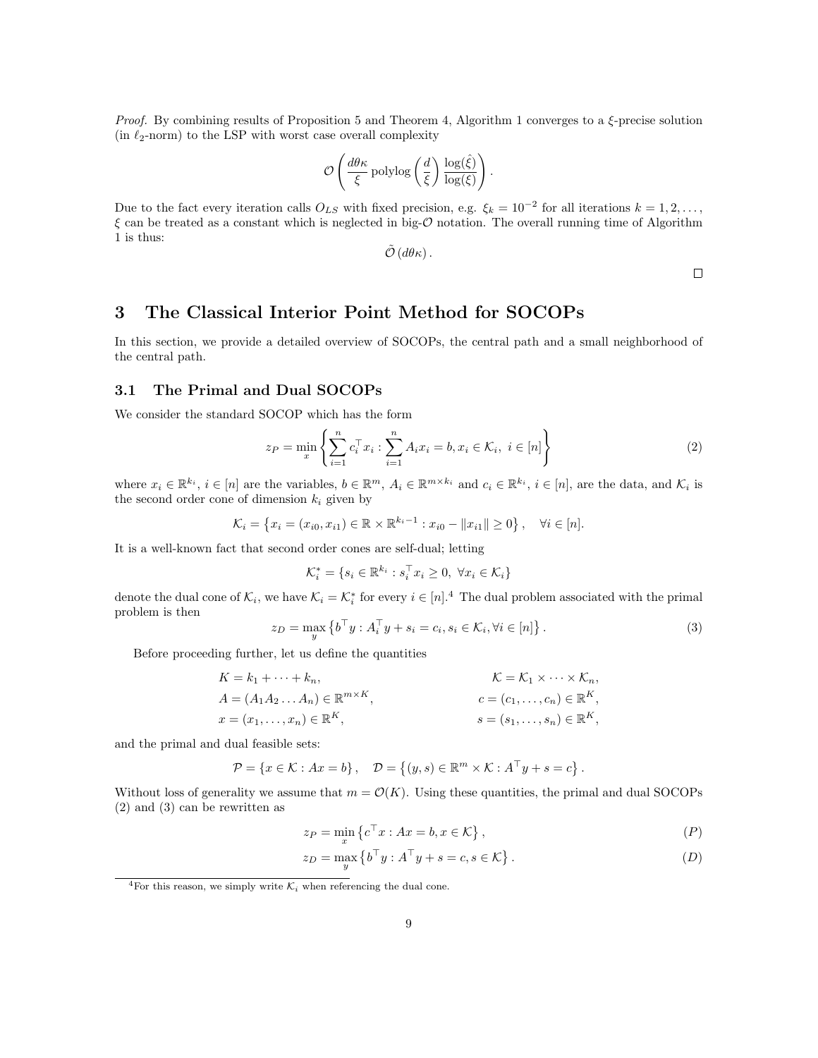*Proof.* By combining results of Proposition 5 and Theorem 4, Algorithm 1 converges to a $\xi$-precise solution (in $\ell_2$-norm) to the LSP with worst case overall complexity

$$\mathcal{O}\left(\frac{d\theta\kappa}{\xi}\,\text{polylog}\left(\frac{d}{\xi}\right)\frac{\log(\hat{\xi})}{\log(\xi)}\right).$$

Due to the fact every iteration calls $O_{LS}$ with fixed precision, e.g. $\xi_k = 10^{-2}$ for all iterations $k = 1, 2, \ldots$, $\xi$ can be treated as a constant which is neglected in big-$\mathcal{O}$ notation. The overall running time of Algorithm 1 is thus:

$$\tilde{\mathcal{O}}\left(d\theta\kappa\right).$$

□

# 3 The Classical Interior Point Method for SOCOPs

In this section, we provide a detailed overview of SOCOPs, the central path and a small neighborhood of the central path.

## 3.1 The Primal and Dual SOCOPs

We consider the standard SOCOP which has the form

$$z_P = \min_x \left\{ \sum_{i=1}^n c_i^\top x_i : \sum_{i=1}^n A_i x_i = b, x_i \in \mathcal{K}_i,\ i \in [n] \right\} \tag{2}$$

where $x_i \in \mathbb{R}^{k_i}$, $i \in [n]$ are the variables, $b \in \mathbb{R}^m$, $A_i \in \mathbb{R}^{m \times k_i}$ and $c_i \in \mathbb{R}^{k_i}$, $i \in [n]$, are the data, and $\mathcal{K}_i$ is the second order cone of dimension $k_i$ given by

$$\mathcal{K}_i = \left\{ x_i = (x_{i0}, x_{i1}) \in \mathbb{R} \times \mathbb{R}^{k_i - 1} : x_{i0} - \|x_{i1}\| \geq 0 \right\}, \quad \forall i \in [n].$$

It is a well-known fact that second order cones are self-dual; letting

$$\mathcal{K}_i^* = \{ s_i \in \mathbb{R}^{k_i} : s_i^\top x_i \geq 0,\ \forall x_i \in \mathcal{K}_i \}$$

denote the dual cone of $\mathcal{K}_i$, we have $\mathcal{K}_i = \mathcal{K}_i^*$ for every $i \in [n]$.[4] The dual problem associated with the primal problem is then

$$z_D = \max_y \left\{ b^\top y : A_i^\top y + s_i = c_i, s_i \in \mathcal{K}_i, \forall i \in [n] \right\}. \tag{3}$$

Before proceeding further, let us define the quantities

$$K = k_1 + \cdots + k_n, \qquad \mathcal{K} = \mathcal{K}_1 \times \cdots \times \mathcal{K}_n,$$
$$A = (A_1 A_2 \ldots A_n) \in \mathbb{R}^{m \times K}, \qquad c = (c_1, \ldots, c_n) \in \mathbb{R}^K,$$
$$x = (x_1, \ldots, x_n) \in \mathbb{R}^K, \qquad s = (s_1, \ldots, s_n) \in \mathbb{R}^K,$$

and the primal and dual feasible sets:

$$\mathcal{P} = \{ x \in \mathcal{K} : Ax = b \}, \quad \mathcal{D} = \left\{ (y, s) \in \mathbb{R}^m \times \mathcal{K} : A^\top y + s = c \right\}.$$

Without loss of generality we assume that $m = \mathcal{O}(K)$. Using these quantities, the primal and dual SOCOPs (2) and (3) can be rewritten as

$$z_P = \min_x \left\{ c^\top x : Ax = b, x \in \mathcal{K} \right\}, \tag{P}$$

$$z_D = \max_y \left\{ b^\top y : A^\top y + s = c, s \in \mathcal{K} \right\}. \tag{D}$$

[4] For this reason, we simply write $\mathcal{K}_i$ when referencing the dual cone.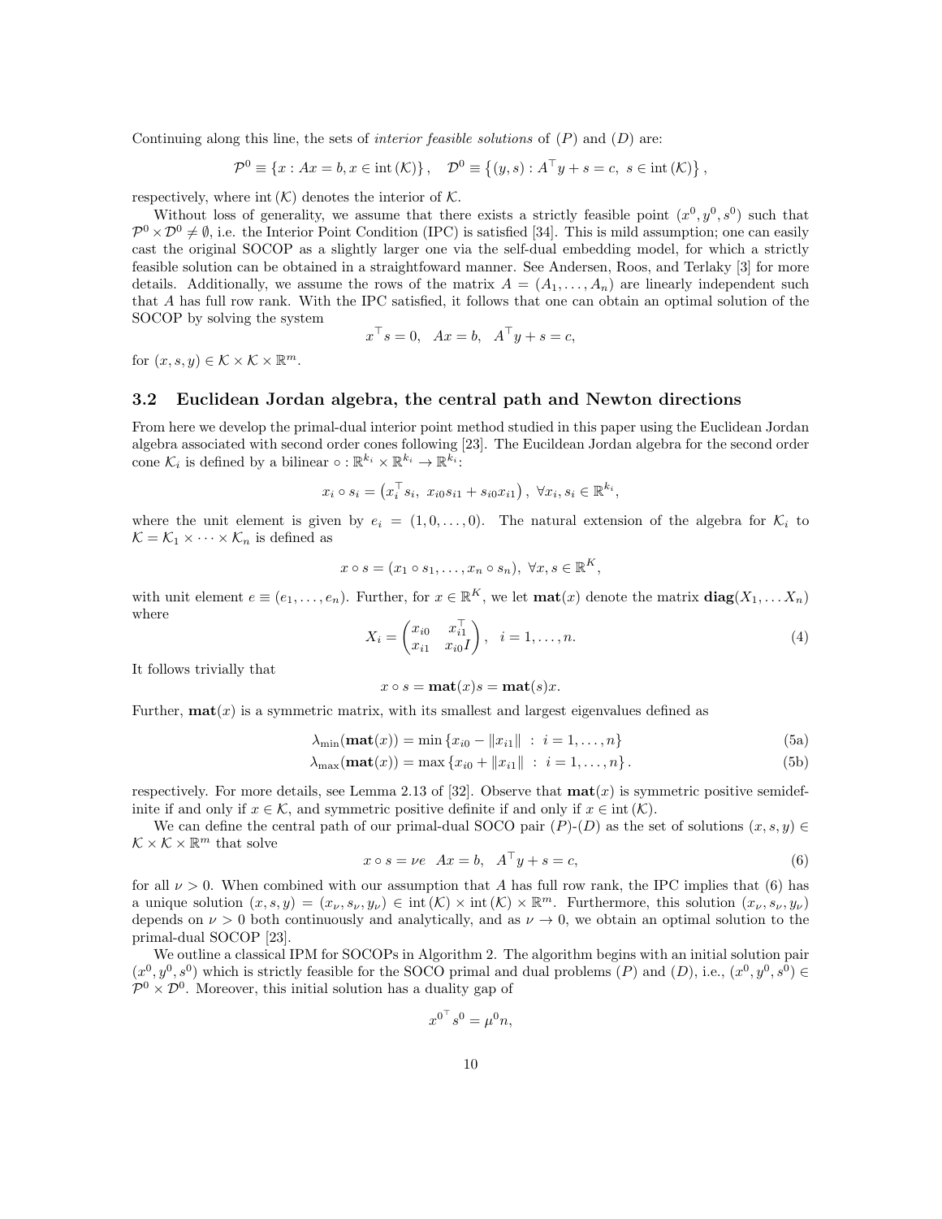Continuing along this line, the sets of *interior feasible solutions* of $(P)$ and $(D)$ are:

$$\mathcal{P}^0 \equiv \{x : Ax = b, x \in \text{int}(\mathcal{K})\}, \quad \mathcal{D}^0 \equiv \left\{(y, s) : A^\top y + s = c, \; s \in \text{int}(\mathcal{K})\right\},$$

respectively, where $\text{int}(\mathcal{K})$ denotes the interior of $\mathcal{K}$.

Without loss of generality, we assume that there exists a strictly feasible point $(x^0, y^0, s^0)$ such that $\mathcal{P}^0 \times \mathcal{D}^0 \neq \emptyset$, i.e. the Interior Point Condition (IPC) is satisfied [34]. This is mild assumption; one can easily cast the original SOCOP as a slightly larger one via the self-dual embedding model, for which a strictly feasible solution can be obtained in a straightfoward manner. See Andersen, Roos, and Terlaky [3] for more details. Additionally, we assume the rows of the matrix $A = (A_1, \ldots, A_n)$ are linearly independent such that $A$ has full row rank. With the IPC satisfied, it follows that one can obtain an optimal solution of the SOCOP by solving the system

$$x^\top s = 0, \quad Ax = b, \quad A^\top y + s = c,$$

for $(x, s, y) \in \mathcal{K} \times \mathcal{K} \times \mathbb{R}^m$.

### 3.2 Euclidean Jordan algebra, the central path and Newton directions

From here we develop the primal-dual interior point method studied in this paper using the Euclidean Jordan algebra associated with second order cones following [23]. The Eucildean Jordan algebra for the second order cone $\mathcal{K}_i$ is defined by a bilinear $\circ : \mathbb{R}^{k_i} \times \mathbb{R}^{k_i} \to \mathbb{R}^{k_i}$:

$$x_i \circ s_i = \left(x_i^\top s_i, \; x_{i0} s_{i1} + s_{i0} x_{i1}\right), \; \forall x_i, s_i \in \mathbb{R}^{k_i},$$

where the unit element is given by $e_i = (1, 0, \ldots, 0)$. The natural extension of the algebra for $\mathcal{K}_i$ to $\mathcal{K} = \mathcal{K}_1 \times \cdots \times \mathcal{K}_n$ is defined as

$$x \circ s = (x_1 \circ s_1, \ldots, x_n \circ s_n), \; \forall x, s \in \mathbb{R}^K,$$

with unit element $e \equiv (e_1, \ldots, e_n)$. Further, for $x \in \mathbb{R}^K$, we let $\mathbf{mat}(x)$ denote the matrix $\mathbf{diag}(X_1, \ldots X_n)$ where

$$X_i = \begin{pmatrix} x_{i0} & x_{i1}^\top \\ x_{i1} & x_{i0} I \end{pmatrix}, \quad i = 1, \ldots, n. \tag{4}$$

It follows trivially that

$$x \circ s = \mathbf{mat}(x) s = \mathbf{mat}(s) x.$$

Further, $\mathbf{mat}(x)$ is a symmetric matrix, with its smallest and largest eigenvalues defined as

$$\lambda_{\min}(\mathbf{mat}(x)) = \min\left\{x_{i0} - \|x_{i1}\| \; : \; i = 1, \ldots, n\right\} \tag{5a}$$

$$\lambda_{\max}(\mathbf{mat}(x)) = \max\left\{x_{i0} + \|x_{i1}\| \; : \; i = 1, \ldots, n\right\}. \tag{5b}$$

respectively. For more details, see Lemma 2.13 of [32]. Observe that $\mathbf{mat}(x)$ is symmetric positive semidefinite if and only if $x \in \mathcal{K}$, and symmetric positive definite if and only if $x \in \text{int}(\mathcal{K})$.

We can define the central path of our primal-dual SOCO pair $(P)$-$(D)$ as the set of solutions $(x, s, y) \in \mathcal{K} \times \mathcal{K} \times \mathbb{R}^m$ that solve

$$x \circ s = \nu e \quad Ax = b, \quad A^\top y + s = c, \tag{6}$$

for all $\nu > 0$. When combined with our assumption that $A$ has full row rank, the IPC implies that (6) has a unique solution $(x, s, y) = (x_\nu, s_\nu, y_\nu) \in \text{int}(\mathcal{K}) \times \text{int}(\mathcal{K}) \times \mathbb{R}^m$. Furthermore, this solution $(x_\nu, s_\nu, y_\nu)$ depends on $\nu > 0$ both continuously and analytically, and as $\nu \to 0$, we obtain an optimal solution to the primal-dual SOCOP [23].

We outline a classical IPM for SOCOPs in Algorithm 2. The algorithm begins with an initial solution pair $(x^0, y^0, s^0)$ which is strictly feasible for the SOCO primal and dual problems $(P)$ and $(D)$, i.e., $(x^0, y^0, s^0) \in \mathcal{P}^0 \times \mathcal{D}^0$. Moreover, this initial solution has a duality gap of

$$x^{0^\top} s^0 = \mu^0 n,$$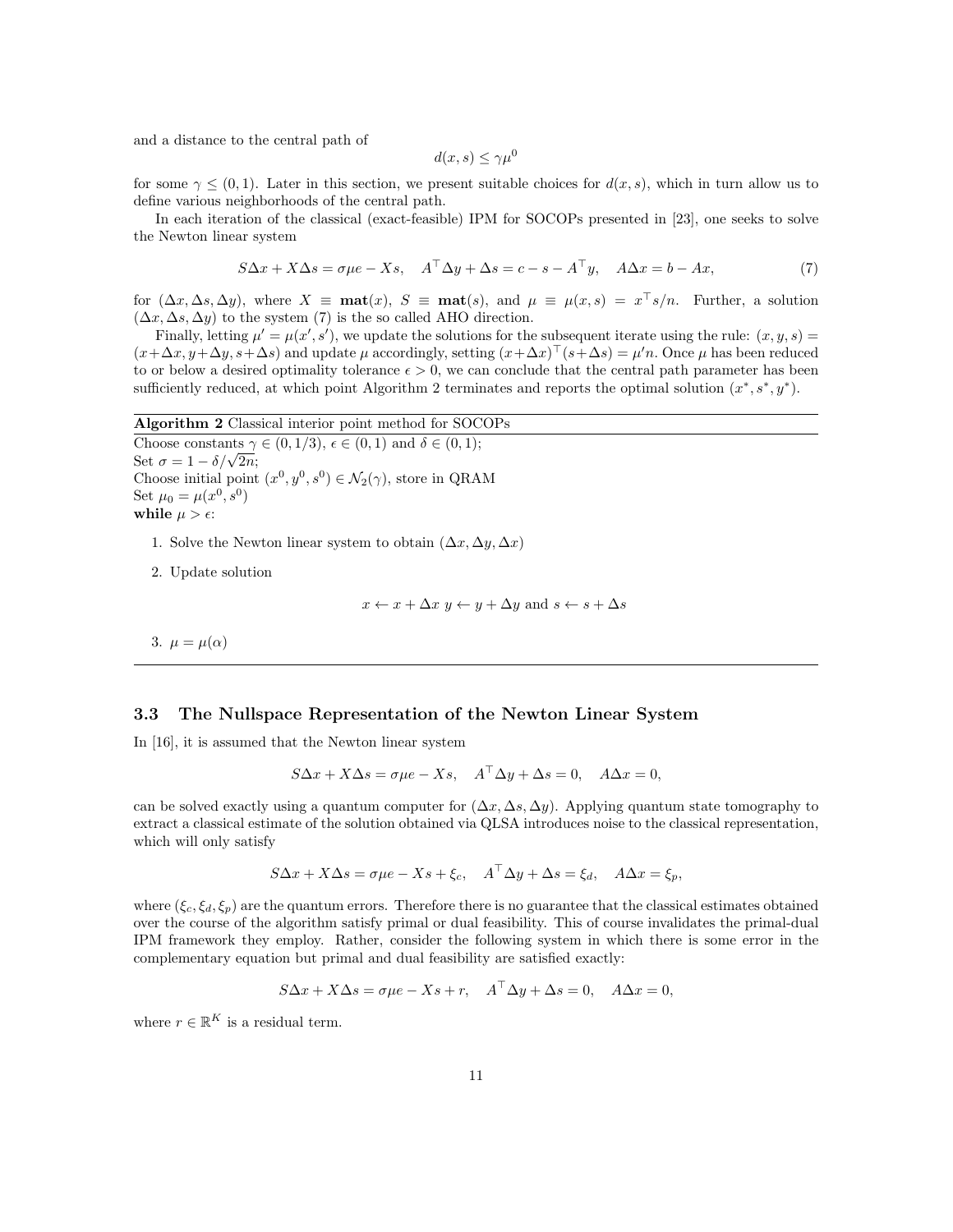and a distance to the central path of

$$d(x, s) \leq \gamma \mu^0$$

for some $\gamma \leq (0, 1)$. Later in this section, we present suitable choices for $d(x, s)$, which in turn allow us to define various neighborhoods of the central path.

In each iteration of the classical (exact-feasible) IPM for SOCOPs presented in [23], one seeks to solve the Newton linear system

$$S\Delta x + X\Delta s = \sigma \mu e - Xs, \quad A^\top \Delta y + \Delta s = c - s - A^\top y, \quad A\Delta x = b - Ax, \tag{7}$$

for $(\Delta x, \Delta s, \Delta y)$, where $X \equiv \mathbf{mat}(x)$, $S \equiv \mathbf{mat}(s)$, and $\mu \equiv \mu(x, s) = x^\top s/n$. Further, a solution $(\Delta x, \Delta s, \Delta y)$ to the system (7) is the so called AHO direction.

Finally, letting $\mu' = \mu(x', s')$, we update the solutions for the subsequent iterate using the rule: $(x, y, s) = (x + \Delta x, y + \Delta y, s + \Delta s)$ and update $\mu$ accordingly, setting $(x + \Delta x)^\top (s + \Delta s) = \mu' n$. Once $\mu$ has been reduced to or below a desired optimality tolerance $\epsilon > 0$, we can conclude that the central path parameter has been sufficiently reduced, at which point Algorithm 2 terminates and reports the optimal solution $(x^*, s^*, y^*)$.

---

**Algorithm 2** Classical interior point method for SOCOPs

---

Choose constants $\gamma \in (0, 1/3)$, $\epsilon \in (0, 1)$ and $\delta \in (0, 1)$;
Set $\sigma = 1 - \delta/\sqrt{2n}$;
Choose initial point $(x^0, y^0, s^0) \in \mathcal{N}_2(\gamma)$, store in QRAM
Set $\mu_0 = \mu(x^0, s^0)$
**while** $\mu > \epsilon$:

1. Solve the Newton linear system to obtain $(\Delta x, \Delta y, \Delta x)$
2. Update solution

$$x \leftarrow x + \Delta x \;\; y \leftarrow y + \Delta y \text{ and } s \leftarrow s + \Delta s$$

3. $\mu = \mu(\alpha)$

---

### 3.3 The Nullspace Representation of the Newton Linear System

In [16], it is assumed that the Newton linear system

$$S\Delta x + X\Delta s = \sigma \mu e - Xs, \quad A^\top \Delta y + \Delta s = 0, \quad A\Delta x = 0,$$

can be solved exactly using a quantum computer for $(\Delta x, \Delta s, \Delta y)$. Applying quantum state tomography to extract a classical estimate of the solution obtained via QLSA introduces noise to the classical representation, which will only satisfy

$$S\Delta x + X\Delta s = \sigma \mu e - Xs + \xi_c, \quad A^\top \Delta y + \Delta s = \xi_d, \quad A\Delta x = \xi_p,$$

where $(\xi_c, \xi_d, \xi_p)$ are the quantum errors. Therefore there is no guarantee that the classical estimates obtained over the course of the algorithm satisfy primal or dual feasibility. This of course invalidates the primal-dual IPM framework they employ. Rather, consider the following system in which there is some error in the complementary equation but primal and dual feasibility are satisfied exactly:

$$S\Delta x + X\Delta s = \sigma \mu e - Xs + r, \quad A^\top \Delta y + \Delta s = 0, \quad A\Delta x = 0,$$

where $r \in \mathbb{R}^K$ is a residual term.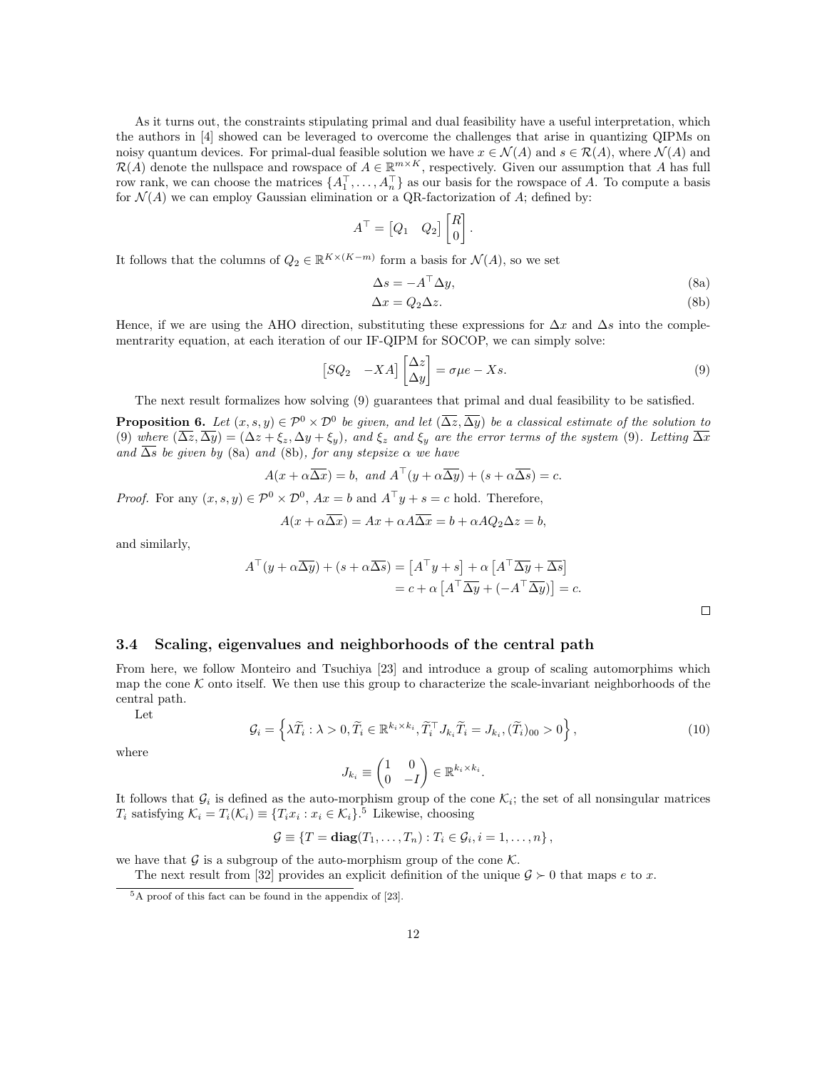As it turns out, the constraints stipulating primal and dual feasibility have a useful interpretation, which the authors in [4] showed can be leveraged to overcome the challenges that arise in quantizing QIPMs on noisy quantum devices. For primal-dual feasible solution we have $x \in \mathcal{N}(A)$ and $s \in \mathcal{R}(A)$, where $\mathcal{N}(A)$ and $\mathcal{R}(A)$ denote the nullspace and rowspace of $A \in \mathbb{R}^{m \times K}$, respectively. Given our assumption that $A$ has full row rank, we can choose the matrices $\{A_1^\top, \dots, A_n^\top\}$ as our basis for the rowspace of $A$. To compute a basis for $\mathcal{N}(A)$ we can employ Gaussian elimination or a QR-factorization of $A$; defined by:

$$A^\top = \begin{bmatrix} Q_1 & Q_2 \end{bmatrix} \begin{bmatrix} R \\ 0 \end{bmatrix}.$$

It follows that the columns of $Q_2 \in \mathbb{R}^{K \times (K-m)}$ form a basis for $\mathcal{N}(A)$, so we set

$$\Delta s = -A^\top \Delta y, \tag{8a}$$

$$\Delta x = Q_2 \Delta z. \tag{8b}$$

Hence, if we are using the AHO direction, substituting these expressions for $\Delta x$ and $\Delta s$ into the complementrarity equation, at each iteration of our IF-QIPM for SOCOP, we can simply solve:

$$\begin{bmatrix} SQ_2 & -XA \end{bmatrix} \begin{bmatrix} \Delta z \\ \Delta y \end{bmatrix} = \sigma \mu e - Xs. \tag{9}$$

The next result formalizes how solving (9) guarantees that primal and dual feasibility to be satisfied.

**Proposition 6.** *Let $(x, s, y) \in \mathcal{P}^0 \times \mathcal{D}^0$ be given, and let $(\overline{\Delta z}, \overline{\Delta y})$ be a classical estimate of the solution to (9) where $(\overline{\Delta z}, \overline{\Delta y}) = (\Delta z + \xi_z, \Delta y + \xi_y)$, and $\xi_z$ and $\xi_y$ are the error terms of the system (9). Letting $\overline{\Delta x}$ and $\overline{\Delta s}$ be given by (8a) and (8b), for any stepsize $\alpha$ we have*

$$A(x + \alpha \overline{\Delta x}) = b, \;\; \text{and} \;\; A^\top (y + \alpha \overline{\Delta y}) + (s + \alpha \overline{\Delta s}) = c.$$

*Proof.* For any $(x, s, y) \in \mathcal{P}^0 \times \mathcal{D}^0$, $Ax = b$ and $A^\top y + s = c$ hold. Therefore,

$$A(x + \alpha \overline{\Delta x}) = Ax + \alpha A \overline{\Delta x} = b + \alpha A Q_2 \Delta z = b,$$

and similarly,

$$\begin{aligned} A^\top (y + \alpha \overline{\Delta y}) + (s + \alpha \overline{\Delta s}) &= \left[ A^\top y + s \right] + \alpha \left[ A^\top \overline{\Delta y} + \overline{\Delta s} \right] \\ &= c + \alpha \left[ A^\top \overline{\Delta y} + (-A^\top \overline{\Delta y}) \right] = c. \end{aligned}$$

□

### 3.4 Scaling, eigenvalues and neighborhoods of the central path

From here, we follow Monteiro and Tsuchiya [23] and introduce a group of scaling automorphims which map the cone $\mathcal{K}$ onto itself. We then use this group to characterize the scale-invariant neighborhoods of the central path.

Let

$$\mathcal{G}_i = \left\{ \lambda \widetilde{T}_i : \lambda > 0, \widetilde{T}_i \in \mathbb{R}^{k_i \times k_i}, \widetilde{T}_i^\top J_{k_i} \widetilde{T}_i = J_{k_i}, (\widetilde{T}_i)_{00} > 0 \right\}, \tag{10}$$

where

$$J_{k_i} \equiv \begin{pmatrix} 1 & 0 \\ 0 & -I \end{pmatrix} \in \mathbb{R}^{k_i \times k_i}.$$

It follows that $\mathcal{G}_i$ is defined as the auto-morphism group of the cone $\mathcal{K}_i$; the set of all nonsingular matrices $T_i$ satisfying $\mathcal{K}_i = T_i(\mathcal{K}_i) \equiv \{T_i x_i : x_i \in \mathcal{K}_i\}$.[5] Likewise, choosing

$$\mathcal{G} \equiv \{ T = \mathbf{diag}(T_1, \dots, T_n) : T_i \in \mathcal{G}_i, i = 1, \dots, n \},$$

we have that $\mathcal{G}$ is a subgroup of the auto-morphism group of the cone $\mathcal{K}$.

The next result from [32] provides an explicit definition of the unique $\mathcal{G} \succ 0$ that maps $e$ to $x$.

[5] A proof of this fact can be found in the appendix of [23].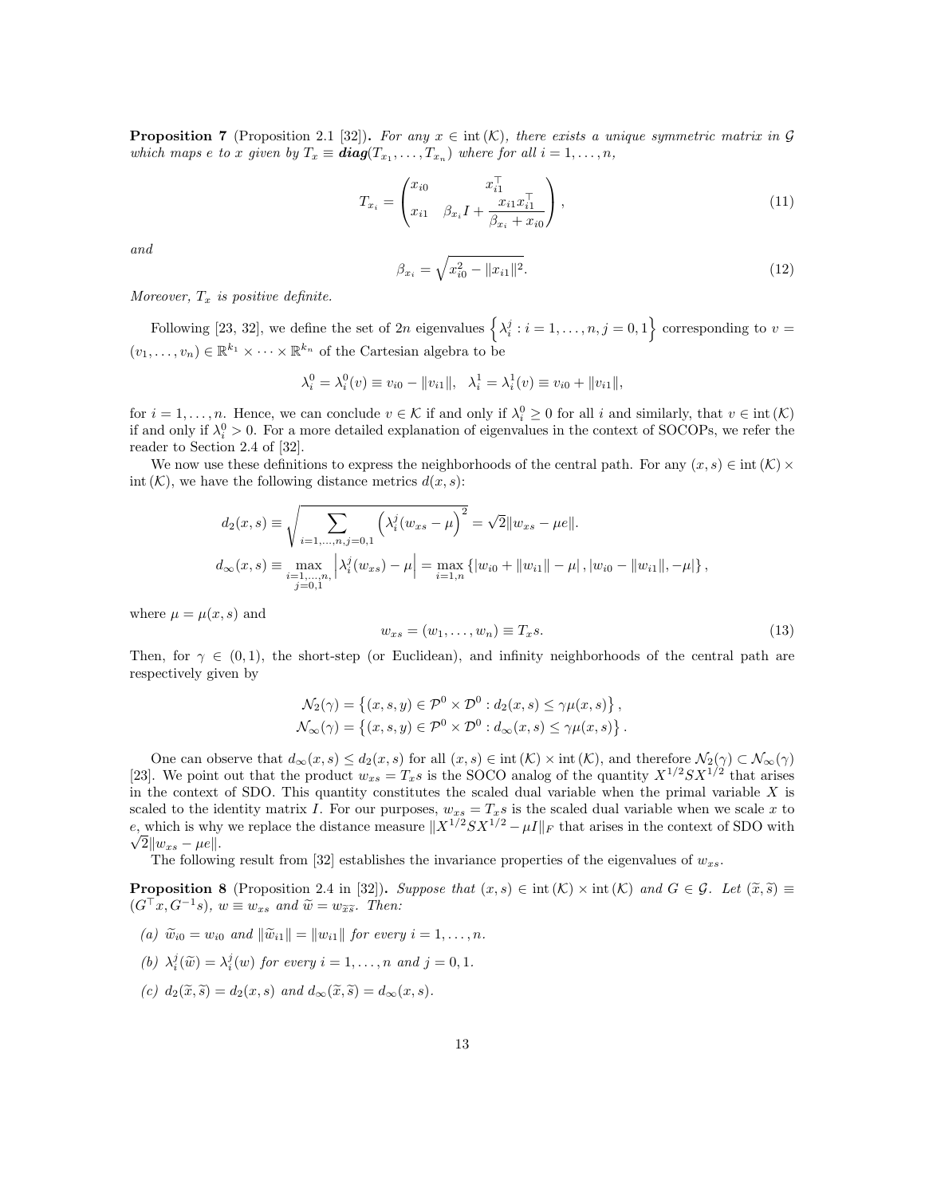**Proposition 7** (Proposition 2.1 [32]). *For any $x \in \text{int}(\mathcal{K})$, there exists a unique symmetric matrix in $\mathcal{G}$ which maps $e$ to $x$ given by $T_x \equiv \textbf{diag}(T_{x_1}, \ldots, T_{x_n})$ where for all $i = 1, \ldots, n$,*

$$T_{x_i} = \begin{pmatrix} x_{i0} & x_{i1}^\top \\ x_{i1} & \beta_{x_i} I + \dfrac{x_{i1} x_{i1}^\top}{\beta_{x_i} + x_{i0}} \end{pmatrix}, \tag{11}$$

*and*

$$\beta_{x_i} = \sqrt{x_{i0}^2 - \|x_{i1}\|^2}. \tag{12}$$

*Moreover, $T_x$ is positive definite.*

Following [23, 32], we define the set of $2n$ eigenvalues $\left\{ \lambda_i^j : i = 1, \ldots, n, j = 0, 1 \right\}$ corresponding to $v = (v_1, \ldots, v_n) \in \mathbb{R}^{k_1} \times \cdots \times \mathbb{R}^{k_n}$ of the Cartesian algebra to be

$$\lambda_i^0 = \lambda_i^0(v) \equiv v_{i0} - \|v_{i1}\|, \quad \lambda_i^1 = \lambda_i^1(v) \equiv v_{i0} + \|v_{i1}\|,$$

for $i = 1, \ldots, n$. Hence, we can conclude $v \in \mathcal{K}$ if and only if $\lambda_i^0 \geq 0$ for all $i$ and similarly, that $v \in \text{int}(\mathcal{K})$ if and only if $\lambda_i^0 > 0$. For a more detailed explanation of eigenvalues in the context of SOCOPs, we refer the reader to Section 2.4 of [32].

We now use these definitions to express the neighborhoods of the central path. For any $(x, s) \in \text{int}(\mathcal{K}) \times \text{int}(\mathcal{K})$, we have the following distance metrics $d(x, s)$:

$$d_2(x, s) \equiv \sqrt{\sum_{i=1,\ldots,n, j=0,1} \left( \lambda_i^j (w_{xs} - \mu) \right)^2} = \sqrt{2} \|w_{xs} - \mu e\|.$$

$$d_\infty(x, s) \equiv \max_{\substack{i=1,\ldots,n, \\ j=0,1}} \left| \lambda_i^j(w_{xs}) - \mu \right| = \max_{i=1,n} \left\{ |w_{i0} + \|w_{i1}\| - \mu| \, , |w_{i0} - \|w_{i1}\|, -\mu| \right\},$$

where $\mu = \mu(x, s)$ and

$$w_{xs} = (w_1, \ldots, w_n) \equiv T_x s. \tag{13}$$

Then, for $\gamma \in (0, 1)$, the short-step (or Euclidean), and infinity neighborhoods of the central path are respectively given by

$$\mathcal{N}_2(\gamma) = \left\{ (x, s, y) \in \mathcal{P}^0 \times \mathcal{D}^0 : d_2(x, s) \leq \gamma \mu(x, s) \right\},$$
$$\mathcal{N}_\infty(\gamma) = \left\{ (x, s, y) \in \mathcal{P}^0 \times \mathcal{D}^0 : d_\infty(x, s) \leq \gamma \mu(x, s) \right\}.$$

One can observe that $d_\infty(x, s) \leq d_2(x, s)$ for all $(x, s) \in \text{int}(\mathcal{K}) \times \text{int}(\mathcal{K})$, and therefore $\mathcal{N}_2(\gamma) \subset \mathcal{N}_\infty(\gamma)$ [23]. We point out that the product $w_{xs} = T_x s$ is the SOCO analog of the quantity $X^{1/2} S X^{1/2}$ that arises in the context of SDO. This quantity constitutes the scaled dual variable when the primal variable $X$ is scaled to the identity matrix $I$. For our purposes, $w_{xs} = T_x s$ is the scaled dual variable when we scale $x$ to $e$, which is why we replace the distance measure $\|X^{1/2} S X^{1/2} - \mu I\|_F$ that arises in the context of SDO with $\sqrt{2} \|w_{xs} - \mu e\|$.

The following result from [32] establishes the invariance properties of the eigenvalues of $w_{xs}$.

**Proposition 8** (Proposition 2.4 in [32]). *Suppose that $(x, s) \in \text{int}(\mathcal{K}) \times \text{int}(\mathcal{K})$ and $G \in \mathcal{G}$. Let $(\widetilde{x}, \widetilde{s}) \equiv (G^\top x, G^{-1} s)$, $w \equiv w_{xs}$ and $\widetilde{w} = w_{\widetilde{x}\widetilde{s}}$. Then:*

*(a) $\widetilde{w}_{i0} = w_{i0}$ and $\|\widetilde{w}_{i1}\| = \|w_{i1}\|$ for every $i = 1, \ldots, n$.*

*(b) $\lambda_i^j(\widetilde{w}) = \lambda_i^j(w)$ for every $i = 1, \ldots, n$ and $j = 0, 1$.*

*(c) $d_2(\widetilde{x}, \widetilde{s}) = d_2(x, s)$ and $d_\infty(\widetilde{x}, \widetilde{s}) = d_\infty(x, s)$.*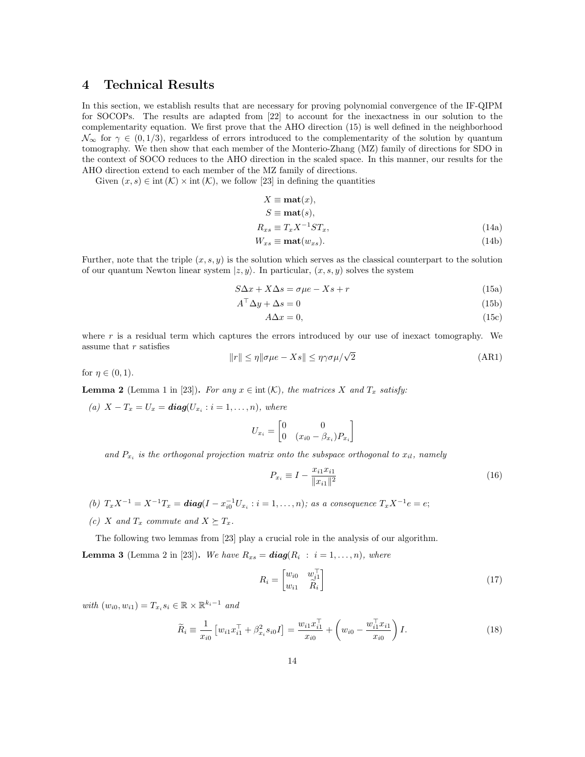## 4 Technical Results

In this section, we establish results that are necessary for proving polynomial convergence of the IF-QIPM for SOCOPs. The results are adapted from [22] to account for the inexactness in our solution to the complementarity equation. We first prove that the AHO direction (15) is well defined in the neighborhood $\mathcal{N}_\infty$ for $\gamma \in (0, 1/3)$, regarldess of errors introduced to the complementarity of the solution by quantum tomography. We then show that each member of the Monterio-Zhang (MZ) family of directions for SDO in the context of SOCO reduces to the AHO direction in the scaled space. In this manner, our results for the AHO direction extend to each member of the MZ family of directions.

Given $(x, s) \in \operatorname{int}(\mathcal{K}) \times \operatorname{int}(\mathcal{K})$, we follow [23] in defining the quantities

$$
\begin{aligned}
X &\equiv \mathbf{mat}(x), \\
S &\equiv \mathbf{mat}(s), \\
R_{xs} &\equiv T_x X^{-1} S T_x, &\text{(14a)} \\
W_{xs} &\equiv \mathbf{mat}(w_{xs}). &\text{(14b)}
\end{aligned}
$$

Further, note that the triple $(x, s, y)$ is the solution which serves as the classical counterpart to the solution of our quantum Newton linear system $|z, y\rangle$. In particular, $(x, s, y)$ solves the system

$$
\begin{aligned}
S\Delta x + X\Delta s &= \sigma\mu e - Xs + r &\text{(15a)} \\
A^\top \Delta y + \Delta s &= 0 &\text{(15b)} \\
A\Delta x &= 0, &\text{(15c)}
\end{aligned}
$$

where $r$ is a residual term which captures the errors introduced by our use of inexact tomography. We assume that $r$ satisfies

$$
\|r\| \leq \eta \|\sigma\mu e - Xs\| \leq \eta\gamma\sigma\mu/\sqrt{2} \tag{AR1}
$$

for $\eta \in (0, 1)$.

**Lemma 2** (Lemma 1 in [23])**.** *For any $x \in \operatorname{int}(\mathcal{K})$, the matrices $X$ and $T_x$ satisfy:*

*(a) $X - T_x = U_x = \boldsymbol{diag}(U_{x_i} : i = 1, \ldots, n)$, where*

$$
U_{x_i} = \begin{bmatrix} 0 & 0 \\ 0 & (x_{i0} - \beta_{x_i})P_{x_i} \end{bmatrix}
$$

*and $P_{x_i}$ is the orthogonal projection matrix onto the subspace orthogonal to $x_{il}$, namely*

$$
P_{x_i} \equiv I - \frac{x_{i1}x_{i1}}{\|x_{i1}\|^2} \tag{16}
$$

*(b) $T_x X^{-1} = X^{-1} T_x = \boldsymbol{diag}(I - x_{i0}^{-1} U_{x_i} : i = 1, \ldots, n)$; as a consequence $T_x X^{-1} e = e$;*

*(c) $X$ and $T_x$ commute and $X \succeq T_x$.*

The following two lemmas from [23] play a crucial role in the analysis of our algorithm.

**Lemma 3** (Lemma 2 in [23])**.** *We have $R_{xs} = \boldsymbol{diag}(R_i : i = 1, \ldots, n)$, where*

$$
R_i = \begin{bmatrix} w_{i0} & w_{i1}^\top \\ w_{i1} & \widetilde{R}_i \end{bmatrix} \tag{17}
$$

*with $(w_{i0}, w_{i1}) = T_{x_i} s_i \in \mathbb{R} \times \mathbb{R}^{k_i - 1}$ and*

$$
\widetilde{R}_i \equiv \frac{1}{x_{i0}} \left[ w_{i1} x_{i1}^\top + \beta_{x_i}^2 s_{i0} I \right] = \frac{w_{i1} x_{i1}^\top}{x_{i0}} + \left( w_{i0} - \frac{w_{i1}^\top x_{i1}}{x_{i0}} \right) I. \tag{18}
$$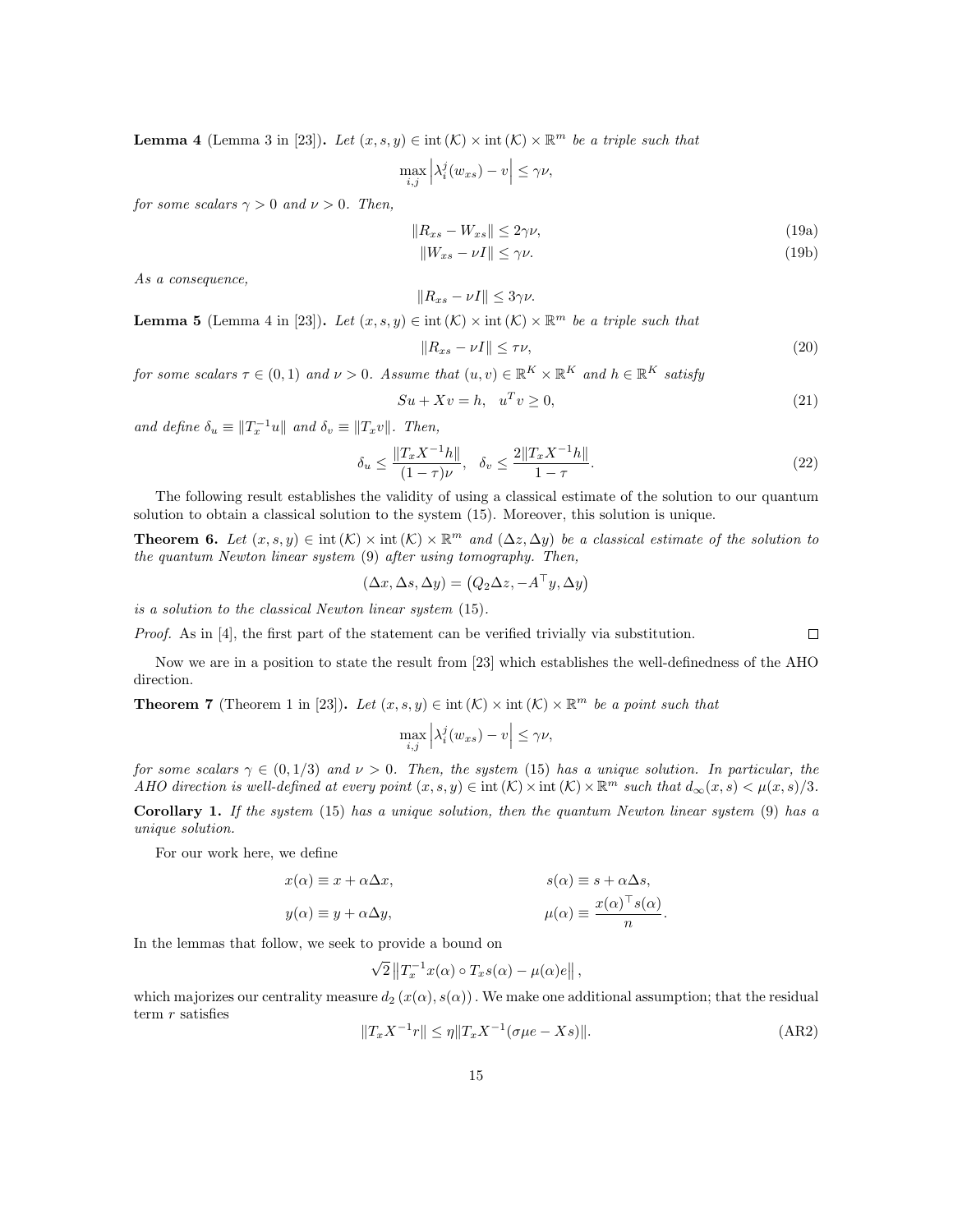**Lemma 4** (Lemma 3 in [23])**.** *Let $(x, s, y) \in \operatorname{int}(\mathcal{K}) \times \operatorname{int}(\mathcal{K}) \times \mathbb{R}^m$ be a triple such that*

$$\max_{i,j} \left| \lambda_i^j(w_{xs}) - v \right| \leq \gamma\nu,$$

*for some scalars $\gamma > 0$ and $\nu > 0$. Then,*

$$\|R_{xs} - W_{xs}\| \leq 2\gamma\nu, \tag{19a}$$

$$\|W_{xs} - \nu I\| \leq \gamma\nu. \tag{19b}$$

*As a consequence,*

$$\|R_{xs} - \nu I\| \leq 3\gamma\nu.$$

**Lemma 5** (Lemma 4 in [23])**.** *Let $(x, s, y) \in \operatorname{int}(\mathcal{K}) \times \operatorname{int}(\mathcal{K}) \times \mathbb{R}^m$ be a triple such that*

$$\|R_{xs} - \nu I\| \leq \tau\nu, \tag{20}$$

*for some scalars $\tau \in (0, 1)$ and $\nu > 0$. Assume that $(u, v) \in \mathbb{R}^K \times \mathbb{R}^K$ and $h \in \mathbb{R}^K$ satisfy*

$$Su + Xv = h, \quad u^T v \geq 0, \tag{21}$$

*and define $\delta_u \equiv \|T_x^{-1} u\|$ and $\delta_v \equiv \|T_x v\|$. Then,*

$$\delta_u \leq \frac{\|T_x X^{-1} h\|}{(1 - \tau)\nu}, \quad \delta_v \leq \frac{2\|T_x X^{-1} h\|}{1 - \tau}. \tag{22}$$

The following result establishes the validity of using a classical estimate of the solution to our quantum solution to obtain a classical solution to the system (15). Moreover, this solution is unique.

**Theorem 6.** *Let $(x, s, y) \in \operatorname{int}(\mathcal{K}) \times \operatorname{int}(\mathcal{K}) \times \mathbb{R}^m$ and $(\Delta z, \Delta y)$ be a classical estimate of the solution to the quantum Newton linear system (9) after using tomography. Then,*

$$(\Delta x, \Delta s, \Delta y) = \left(Q_2 \Delta z, -A^\top y, \Delta y\right)$$

*is a solution to the classical Newton linear system (15).*

*Proof.* As in [4], the first part of the statement can be verified trivially via substitution. ☐

Now we are in a position to state the result from [23] which establishes the well-definedness of the AHO direction.

**Theorem 7** (Theorem 1 in [23])**.** *Let $(x, s, y) \in \operatorname{int}(\mathcal{K}) \times \operatorname{int}(\mathcal{K}) \times \mathbb{R}^m$ be a point such that*

$$\max_{i,j} \left| \lambda_i^j(w_{xs}) - v \right| \leq \gamma\nu,$$

*for some scalars $\gamma \in (0, 1/3)$ and $\nu > 0$. Then, the system (15) has a unique solution. In particular, the AHO direction is well-defined at every point $(x, s, y) \in \operatorname{int}(\mathcal{K}) \times \operatorname{int}(\mathcal{K}) \times \mathbb{R}^m$ such that $d_\infty(x, s) < \mu(x, s)/3$.*

**Corollary 1.** *If the system (15) has a unique solution, then the quantum Newton linear system (9) has a unique solution.*

For our work here, we define

$$x(\alpha) \equiv x + \alpha\Delta x, \qquad s(\alpha) \equiv s + \alpha\Delta s,$$

$$y(\alpha) \equiv y + \alpha\Delta y, \qquad \mu(\alpha) \equiv \frac{x(\alpha)^\top s(\alpha)}{n}.$$

In the lemmas that follow, we seek to provide a bound on

$$\sqrt{2} \left\| T_x^{-1} x(\alpha) \circ T_x s(\alpha) - \mu(\alpha) e \right\|,$$

which majorizes our centrality measure $d_2(x(\alpha), s(\alpha))$. We make one additional assumption; that the residual term $r$ satisfies

$$\|T_x X^{-1} r\| \leq \eta \|T_x X^{-1}(\sigma\mu e - Xs)\|. \tag{AR2}$$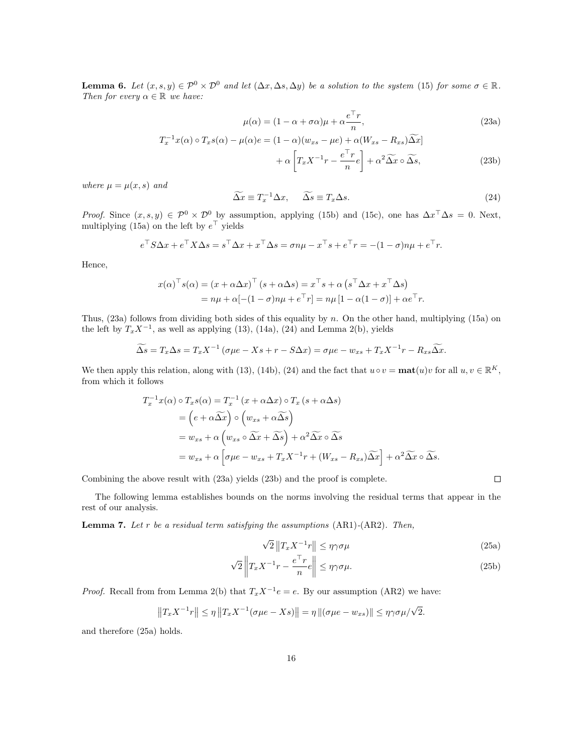**Lemma 6.** *Let $(x, s, y) \in \mathcal{P}^0 \times \mathcal{D}^0$ and let $(\Delta x, \Delta s, \Delta y)$ be a solution to the system (15) for some $\sigma \in \mathbb{R}$. Then for every $\alpha \in \mathbb{R}$ we have:*

$$\mu(\alpha) = (1 - \alpha + \sigma\alpha)\mu + \alpha \frac{e^\top r}{n}, \tag{23a}$$

$$\begin{aligned} T_x^{-1} x(\alpha) \circ T_x s(\alpha) - \mu(\alpha) e = (1-\alpha)(w_{xs} - \mu e) + \alpha (W_{xs} - R_{xs})\widetilde{\Delta x}] \\ + \alpha \left[ T_x X^{-1} r - \frac{e^\top r}{n} e \right] + \alpha^2 \widetilde{\Delta x} \circ \widetilde{\Delta s}, \end{aligned} \tag{23b}$$

*where $\mu = \mu(x, s)$ and*

$$\widetilde{\Delta x} \equiv T_x^{-1} \Delta x, \qquad \widetilde{\Delta s} \equiv T_x \Delta s. \tag{24}$$

*Proof.* Since $(x, s, y) \in \mathcal{P}^0 \times \mathcal{D}^0$ by assumption, applying (15b) and (15c), one has $\Delta x^\top \Delta s = 0$. Next, multiplying (15a) on the left by $e^\top$ yields

$$e^\top S \Delta x + e^\top X \Delta s = s^\top \Delta x + x^\top \Delta s = \sigma n \mu - x^\top s + e^\top r = -(1-\sigma) n\mu + e^\top r.$$

Hence,

$$\begin{aligned} x(\alpha)^\top s(\alpha) = (x + \alpha \Delta x)^\top (s + \alpha \Delta s) = x^\top s + \alpha \left( s^\top \Delta x + x^\top \Delta s \right) \\ = n\mu + \alpha[-(1-\sigma) n\mu + e^\top r] = n\mu \left[1 - \alpha(1-\sigma)\right] + \alpha e^\top r. \end{aligned}$$

Thus, (23a) follows from dividing both sides of this equality by $n$. On the other hand, multiplying (15a) on the left by $T_x X^{-1}$, as well as applying (13), (14a), (24) and Lemma 2(b), yields

$$\widetilde{\Delta s} = T_x \Delta s = T_x X^{-1} \left( \sigma \mu e - X s + r - S \Delta x \right) = \sigma \mu e - w_{xs} + T_x X^{-1} r - R_{xs} \widetilde{\Delta x}.$$

We then apply this relation, along with (13), (14b), (24) and the fact that $u \circ v = \mathbf{mat}(u) v$ for all $u, v \in \mathbb{R}^K$, from which it follows

$$\begin{aligned} T_x^{-1} x(\alpha) \circ T_x s(\alpha) &= T_x^{-1} (x + \alpha \Delta x) \circ T_x (s + \alpha \Delta s) \\ &= \left( e + \alpha \widetilde{\Delta x} \right) \circ \left( w_{xs} + \alpha \widetilde{\Delta s} \right) \\ &= w_{xs} + \alpha \left( w_{xs} \circ \widetilde{\Delta x} + \widetilde{\Delta s} \right) + \alpha^2 \widetilde{\Delta x} \circ \widetilde{\Delta s} \\ &= w_{xs} + \alpha \left[ \sigma \mu e - w_{xs} + T_x X^{-1} r + (W_{xs} - R_{xs}) \widetilde{\Delta x} \right] + \alpha^2 \widetilde{\Delta x} \circ \widetilde{\Delta s}. \end{aligned}$$

Combining the above result with (23a) yields (23b) and the proof is complete. $\square$

The following lemma establishes bounds on the norms involving the residual terms that appear in the rest of our analysis.

**Lemma 7.** *Let $r$ be a residual term satisfying the assumptions* (AR1)-(AR2). *Then,*

$$\sqrt{2} \left\| T_x X^{-1} r \right\| \leq \eta \gamma \sigma \mu \tag{25a}$$

$$\sqrt{2} \left\| T_x X^{-1} r - \frac{e^\top r}{n} e \right\| \leq \eta \gamma \sigma \mu. \tag{25b}$$

*Proof.* Recall from from Lemma 2(b) that $T_x X^{-1} e = e$. By our assumption (AR2) we have:

$$\left\| T_x X^{-1} r \right\| \leq \eta \left\| T_x X^{-1} (\sigma \mu e - X s) \right\| = \eta \left\| (\sigma \mu e - w_{xs}) \right\| \leq \eta \gamma \sigma \mu / \sqrt{2}.$$

and therefore (25a) holds.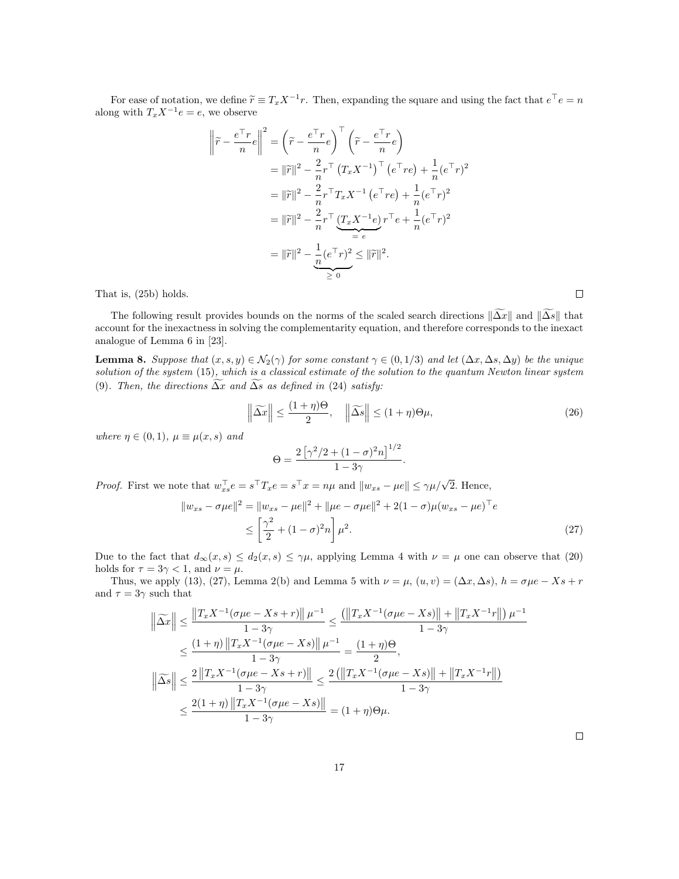For ease of notation, we define $\widetilde{r} \equiv T_x X^{-1} r$. Then, expanding the square and using the fact that $e^\top e = n$ along with $T_x X^{-1} e = e$, we observe

$$
\begin{aligned}
\left\| \widetilde{r} - \frac{e^\top r}{n} e \right\|^2 &= \left( \widetilde{r} - \frac{e^\top r}{n} e \right)^\top \left( \widetilde{r} - \frac{e^\top r}{n} e \right) \\
&= \|\widetilde{r}\|^2 - \frac{2}{n} r^\top \left( T_x X^{-1} \right)^\top \left( e^\top r e \right) + \frac{1}{n} (e^\top r)^2 \\
&= \|\widetilde{r}\|^2 - \frac{2}{n} r^\top T_x X^{-1} \left( e^\top r e \right) + \frac{1}{n} (e^\top r)^2 \\
&= \|\widetilde{r}\|^2 - \frac{2}{n} r^\top \underbrace{\left( T_x X^{-1} e \right)}_{= \, e} r^\top e + \frac{1}{n} (e^\top r)^2 \\
&= \|\widetilde{r}\|^2 - \underbrace{\frac{1}{n} (e^\top r)^2}_{\geq \, 0} \leq \|\widetilde{r}\|^2.
\end{aligned}
$$

That is, (25b) holds. $\square$

The following result provides bounds on the norms of the scaled search directions $\|\widetilde{\Delta x}\|$ and $\|\widetilde{\Delta s}\|$ that account for the inexactness in solving the complementarity equation, and therefore corresponds to the inexact analogue of Lemma 6 in [23].

**Lemma 8.** *Suppose that $(x, s, y) \in \mathcal{N}_2(\gamma)$ for some constant $\gamma \in (0, 1/3)$ and let $(\Delta x, \Delta s, \Delta y)$ be the unique solution of the system (15), which is a classical estimate of the solution to the quantum Newton linear system (9). Then, the directions $\widetilde{\Delta x}$ and $\widetilde{\Delta s}$ as defined in (24) satisfy:*

$$
\left\| \widetilde{\Delta x} \right\| \leq \frac{(1+\eta)\Theta}{2}, \quad \left\| \widetilde{\Delta s} \right\| \leq (1+\eta)\Theta\mu, \tag{26}
$$

*where $\eta \in (0, 1)$, $\mu \equiv \mu(x, s)$ and*

$$
\Theta = \frac{2\left[\gamma^2/2 + (1-\sigma)^2 n\right]^{1/2}}{1 - 3\gamma}.
$$

*Proof.* First we note that $w_{xs}^\top e = s^\top T_x e = s^\top x = n\mu$ and $\|w_{xs} - \mu e\| \leq \gamma\mu/\sqrt{2}$. Hence,

$$
\begin{aligned}
\|w_{xs} - \sigma\mu e\|^2 &= \|w_{xs} - \mu e\|^2 + \|\mu e - \sigma\mu e\|^2 + 2(1-\sigma)\mu (w_{xs} - \mu e)^\top e \\
&\leq \left[ \frac{\gamma^2}{2} + (1-\sigma)^2 n \right] \mu^2.
\end{aligned} \tag{27}
$$

Due to the fact that $d_\infty(x, s) \leq d_2(x, s) \leq \gamma\mu$, applying Lemma 4 with $\nu = \mu$ one can observe that (20) holds for $\tau = 3\gamma < 1$, and $\nu = \mu$.

Thus, we apply (13), (27), Lemma 2(b) and Lemma 5 with $\nu = \mu$, $(u, v) = (\Delta x, \Delta s)$, $h = \sigma\mu e - Xs + r$ and $\tau = 3\gamma$ such that

$$
\begin{aligned}
\left\| \widetilde{\Delta x} \right\| &\leq \frac{\left\| T_x X^{-1} (\sigma\mu e - Xs + r) \right\| \mu^{-1}}{1 - 3\gamma} \leq \frac{\left( \left\| T_x X^{-1} (\sigma\mu e - Xs) \right\| + \left\| T_x X^{-1} r \right\| \right) \mu^{-1}}{1 - 3\gamma} \\
&\leq \frac{(1+\eta) \left\| T_x X^{-1} (\sigma\mu e - Xs) \right\| \mu^{-1}}{1 - 3\gamma} = \frac{(1+\eta)\Theta}{2}, \\
\left\| \widetilde{\Delta s} \right\| &\leq \frac{2 \left\| T_x X^{-1} (\sigma\mu e - Xs + r) \right\|}{1 - 3\gamma} \leq \frac{2 \left( \left\| T_x X^{-1} (\sigma\mu e - Xs) \right\| + \left\| T_x X^{-1} r \right\| \right)}{1 - 3\gamma} \\
&\leq \frac{2(1+\eta) \left\| T_x X^{-1} (\sigma\mu e - Xs) \right\|}{1 - 3\gamma} = (1+\eta)\Theta\mu.
\end{aligned}
$$

$\square$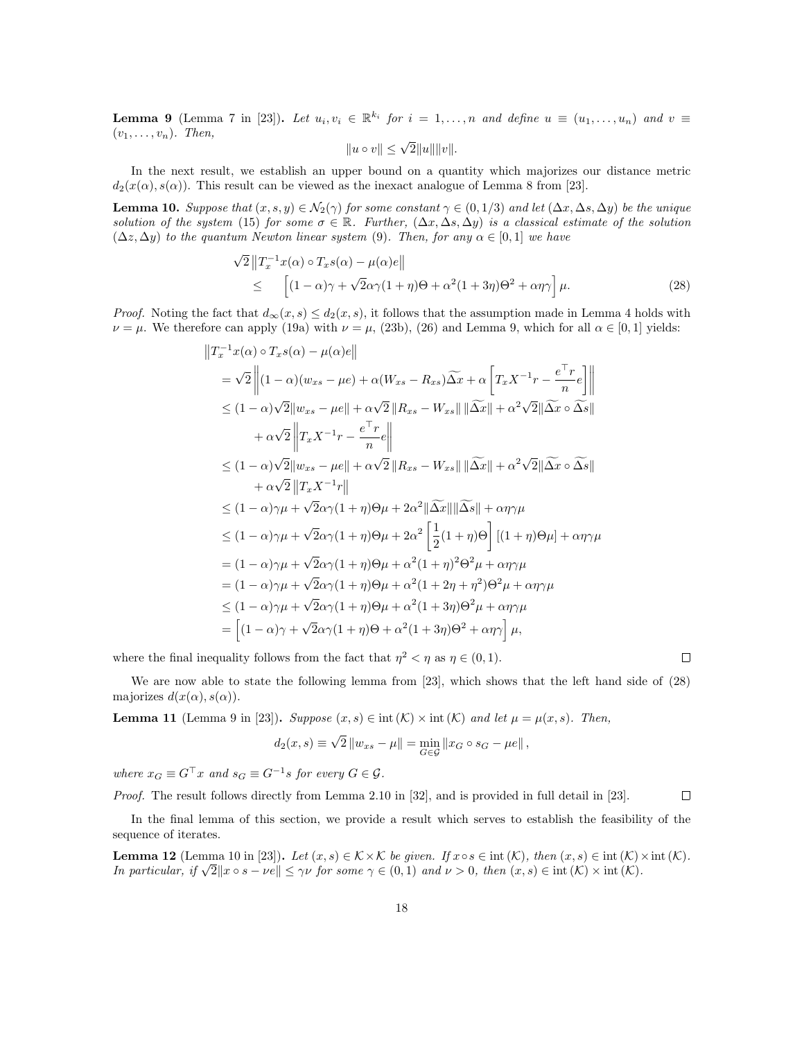**Lemma 9** (Lemma 7 in [23])**.** *Let $u_i, v_i \in \mathbb{R}^{k_i}$ for $i = 1, \ldots, n$ and define $u \equiv (u_1, \ldots, u_n)$ and $v \equiv (v_1, \ldots, v_n)$. Then,*

$$\|u \circ v\| \leq \sqrt{2}\|u\|\|v\|.$$

In the next result, we establish an upper bound on a quantity which majorizes our distance metric $d_2(x(\alpha), s(\alpha))$. This result can be viewed as the inexact analogue of Lemma 8 from [23].

**Lemma 10.** *Suppose that $(x, s, y) \in \mathcal{N}_2(\gamma)$ for some constant $\gamma \in (0, 1/3)$ and let $(\Delta x, \Delta s, \Delta y)$ be the unique solution of the system (15) for some $\sigma \in \mathbb{R}$. Further, $(\Delta x, \Delta s, \Delta y)$ is a classical estimate of the solution $(\Delta z, \Delta y)$ to the quantum Newton linear system (9). Then, for any $\alpha \in [0, 1]$ we have*

$$\begin{aligned}
&\sqrt{2}\left\|T_x^{-1} x(\alpha) \circ T_x s(\alpha) - \mu(\alpha) e\right\| \\
&\qquad \leq \quad \left[(1-\alpha)\gamma + \sqrt{2}\alpha\gamma(1+\eta)\Theta + \alpha^2(1+3\eta)\Theta^2 + \alpha\eta\gamma\right]\mu. 
\end{aligned} \tag{28}$$

*Proof.* Noting the fact that $d_\infty(x, s) \leq d_2(x, s)$, it follows that the assumption made in Lemma 4 holds with $\nu = \mu$. We therefore can apply (19a) with $\nu = \mu$, (23b), (26) and Lemma 9, which for all $\alpha \in [0, 1]$ yields:

$$\begin{aligned}
&\left\|T_x^{-1} x(\alpha) \circ T_x s(\alpha) - \mu(\alpha) e\right\| \\
&= \sqrt{2}\left\|(1-\alpha)(w_{xs} - \mu e) + \alpha(W_{xs} - R_{xs})\widetilde{\Delta x} + \alpha\left[T_x X^{-1} r - \frac{e^\top r}{n} e\right]\right\| \\
&\leq (1-\alpha)\sqrt{2}\|w_{xs} - \mu e\| + \alpha\sqrt{2}\left\|R_{xs} - W_{xs}\right\|\|\widetilde{\Delta x}\| + \alpha^2\sqrt{2}\|\widetilde{\Delta x} \circ \widetilde{\Delta s}\| \\
&\qquad + \alpha\sqrt{2}\left\|T_x X^{-1} r - \frac{e^\top r}{n} e\right\| \\
&\leq (1-\alpha)\sqrt{2}\|w_{xs} - \mu e\| + \alpha\sqrt{2}\left\|R_{xs} - W_{xs}\right\|\|\widetilde{\Delta x}\| + \alpha^2\sqrt{2}\|\widetilde{\Delta x} \circ \widetilde{\Delta s}\| \\
&\qquad + \alpha\sqrt{2}\left\|T_x X^{-1} r\right\| \\
&\leq (1-\alpha)\gamma\mu + \sqrt{2}\alpha\gamma(1+\eta)\Theta\mu + 2\alpha^2\|\widetilde{\Delta x}\|\|\widetilde{\Delta s}\| + \alpha\eta\gamma\mu \\
&\leq (1-\alpha)\gamma\mu + \sqrt{2}\alpha\gamma(1+\eta)\Theta\mu + 2\alpha^2\left[\frac{1}{2}(1+\eta)\Theta\right]\left[(1+\eta)\Theta\mu\right] + \alpha\eta\gamma\mu \\
&= (1-\alpha)\gamma\mu + \sqrt{2}\alpha\gamma(1+\eta)\Theta\mu + \alpha^2(1+\eta)^2\Theta^2\mu + \alpha\eta\gamma\mu \\
&= (1-\alpha)\gamma\mu + \sqrt{2}\alpha\gamma(1+\eta)\Theta\mu + \alpha^2(1+2\eta+\eta^2)\Theta^2\mu + \alpha\eta\gamma\mu \\
&\leq (1-\alpha)\gamma\mu + \sqrt{2}\alpha\gamma(1+\eta)\Theta\mu + \alpha^2(1+3\eta)\Theta^2\mu + \alpha\eta\gamma\mu \\
&= \left[(1-\alpha)\gamma + \sqrt{2}\alpha\gamma(1+\eta)\Theta + \alpha^2(1+3\eta)\Theta^2 + \alpha\eta\gamma\right]\mu,
\end{aligned}$$

where the final inequality follows from the fact that $\eta^2 < \eta$ as $\eta \in (0, 1)$. $\square$

We are now able to state the following lemma from [23], which shows that the left hand side of (28) majorizes $d(x(\alpha), s(\alpha))$.

**Lemma 11** (Lemma 9 in [23])**.** *Suppose $(x, s) \in \operatorname{int}(\mathcal{K}) \times \operatorname{int}(\mathcal{K})$ and let $\mu = \mu(x, s)$. Then,*

$$d_2(x, s) \equiv \sqrt{2}\left\|w_{xs} - \mu\right\| = \min_{G \in \mathcal{G}} \left\|x_G \circ s_G - \mu e\right\|,$$

*where $x_G \equiv G^\top x$ and $s_G \equiv G^{-1} s$ for every $G \in \mathcal{G}$.*

*Proof.* The result follows directly from Lemma 2.10 in [32], and is provided in full detail in [23]. $\square$

In the final lemma of this section, we provide a result which serves to establish the feasibility of the sequence of iterates.

**Lemma 12** (Lemma 10 in [23])**.** *Let $(x, s) \in \mathcal{K} \times \mathcal{K}$ be given. If $x \circ s \in \operatorname{int}(\mathcal{K})$, then $(x, s) \in \operatorname{int}(\mathcal{K}) \times \operatorname{int}(\mathcal{K})$. In particular, if $\sqrt{2}\|x \circ s - \nu e\| \leq \gamma\nu$ for some $\gamma \in (0, 1)$ and $\nu > 0$, then $(x, s) \in \operatorname{int}(\mathcal{K}) \times \operatorname{int}(\mathcal{K})$.*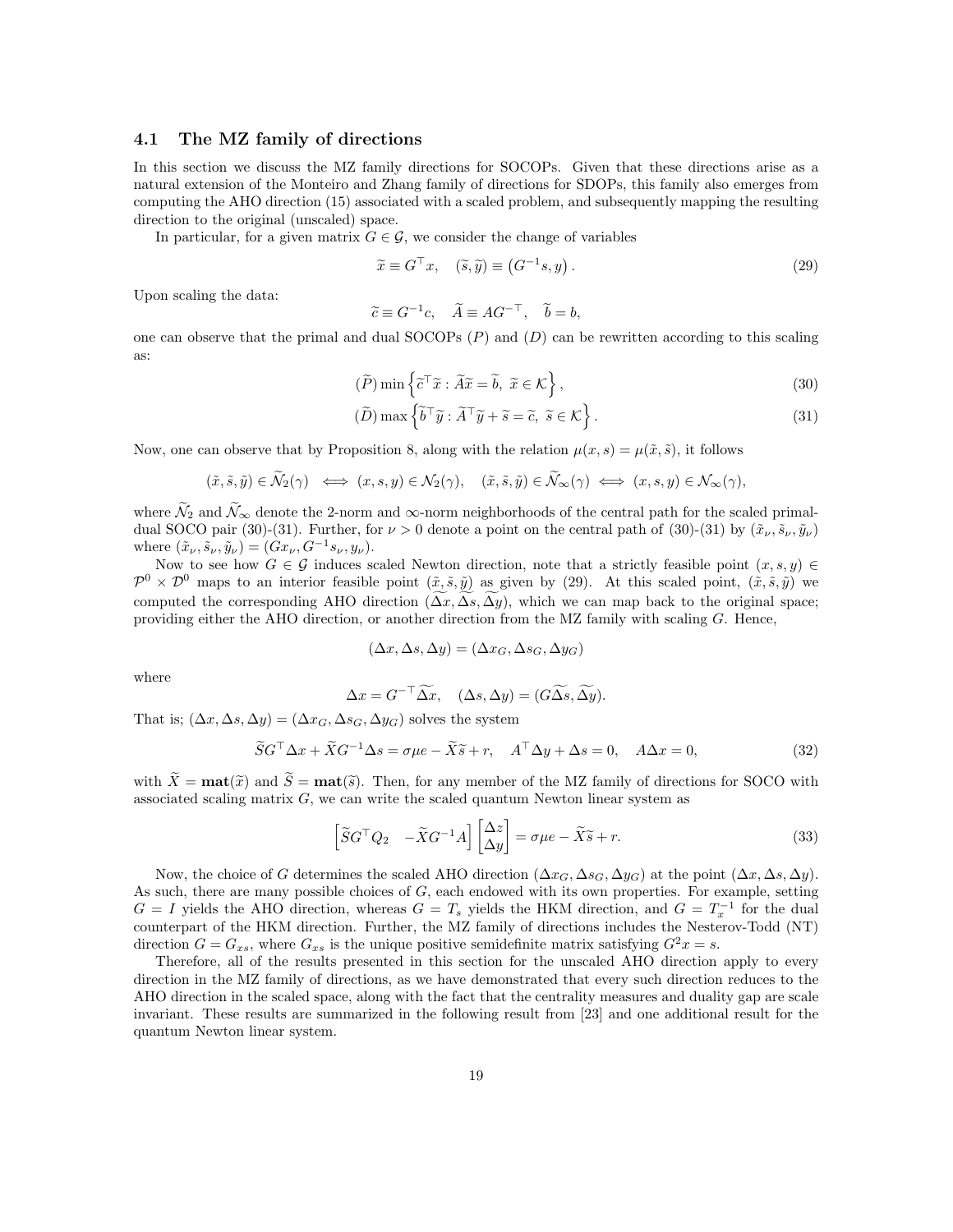### 4.1 The MZ family of directions

In this section we discuss the MZ family directions for SOCOPs. Given that these directions arise as a natural extension of the Monteiro and Zhang family of directions for SDOPs, this family also emerges from computing the AHO direction (15) associated with a scaled problem, and subsequently mapping the resulting direction to the original (unscaled) space.

In particular, for a given matrix $G \in \mathcal{G}$, we consider the change of variables

$$\widetilde{x} \equiv G^\top x, \quad (\widetilde{s}, \widetilde{y}) \equiv \left(G^{-1}s, y\right). \tag{29}$$

Upon scaling the data:

$$\widetilde{c} \equiv G^{-1}c, \quad \widetilde{A} \equiv AG^{-\top}, \quad \widetilde{b} = b,$$

one can observe that the primal and dual SOCOPs $(P)$ and $(D)$ can be rewritten according to this scaling as:

$$(\widetilde{P}) \min \left\{ \widetilde{c}^\top \widetilde{x} : \widetilde{A}\widetilde{x} = \widetilde{b}, \ \widetilde{x} \in \mathcal{K} \right\}, \tag{30}$$

$$(\widetilde{D}) \max \left\{ \widetilde{b}^\top \widetilde{y} : \widetilde{A}^\top \widetilde{y} + \widetilde{s} = \widetilde{c}, \ \widetilde{s} \in \mathcal{K} \right\}. \tag{31}$$

Now, one can observe that by Proposition 8, along with the relation $\mu(x, s) = \mu(\tilde{x}, \tilde{s})$, it follows

$$(\tilde{x}, \tilde{s}, \tilde{y}) \in \widetilde{\mathcal{N}}_2(\gamma) \iff (x, s, y) \in \mathcal{N}_2(\gamma), \quad (\tilde{x}, \tilde{s}, \tilde{y}) \in \widetilde{\mathcal{N}}_\infty(\gamma) \iff (x, s, y) \in \mathcal{N}_\infty(\gamma),$$

where $\widetilde{\mathcal{N}}_2$ and $\widetilde{\mathcal{N}}_\infty$ denote the 2-norm and $\infty$-norm neighborhoods of the central path for the scaled primal-dual SOCO pair (30)-(31). Further, for $\nu > 0$ denote a point on the central path of (30)-(31) by $(\tilde{x}_\nu, \tilde{s}_\nu, \tilde{y}_\nu)$ where $(\tilde{x}_\nu, \tilde{s}_\nu, \tilde{y}_\nu) = (Gx_\nu, G^{-1}s_\nu, y_\nu)$.

Now to see how $G \in \mathcal{G}$ induces scaled Newton direction, note that a strictly feasible point $(x, s, y) \in \mathcal{P}^0 \times \mathcal{D}^0$ maps to an interior feasible point $\underline{(\tilde{x}, \tilde{s}, \tilde{y})}$ as given by (29). At this scaled point, $(\tilde{x}, \tilde{s}, \tilde{y})$ we computed the corresponding AHO direction $(\widetilde{\Delta x}, \widetilde{\Delta s}, \widetilde{\Delta y})$, which we can map back to the original space; providing either the AHO direction, or another direction from the MZ family with scaling $G$. Hence,

$$(\Delta x, \Delta s, \Delta y) = (\Delta x_G, \Delta s_G, \Delta y_G)$$

where

$$\Delta x = G^{-\top}\widetilde{\Delta x}, \quad (\Delta s, \Delta y) = (G\widetilde{\Delta s}, \widetilde{\Delta y}).$$

That is; $(\Delta x, \Delta s, \Delta y) = (\Delta x_G, \Delta s_G, \Delta y_G)$ solves the system

$$\widetilde{S}G^\top \Delta x + \widetilde{X}G^{-1}\Delta s = \sigma\mu e - \widetilde{X}\widetilde{s} + r, \quad A^\top \Delta y + \Delta s = 0, \quad A\Delta x = 0, \tag{32}$$

with $\widetilde{X} = \mathbf{mat}(\widetilde{x})$ and $\widetilde{S} = \mathbf{mat}(\widetilde{s})$. Then, for any member of the MZ family of directions for SOCO with associated scaling matrix $G$, we can write the scaled quantum Newton linear system as

$$\begin{bmatrix} \widetilde{S}G^\top Q_2 & -\widetilde{X}G^{-1}A \end{bmatrix} \begin{bmatrix} \Delta z \\ \Delta y \end{bmatrix} = \sigma\mu e - \widetilde{X}\widetilde{s} + r. \tag{33}$$

Now, the choice of $G$ determines the scaled AHO direction $(\Delta x_G, \Delta s_G, \Delta y_G)$ at the point $(\Delta x, \Delta s, \Delta y)$. As such, there are many possible choices of $G$, each endowed with its own properties. For example, setting $G = I$ yields the AHO direction, whereas $G = T_s$ yields the HKM direction, and $G = T_x^{-1}$ for the dual counterpart of the HKM direction. Further, the MZ family of directions includes the Nesterov-Todd (NT) direction $G = G_{xs}$, where $G_{xs}$ is the unique positive semidefinite matrix satisfying $G^2 x = s$.

Therefore, all of the results presented in this section for the unscaled AHO direction apply to every direction in the MZ family of directions, as we have demonstrated that every such direction reduces to the AHO direction in the scaled space, along with the fact that the centrality measures and duality gap are scale invariant. These results are summarized in the following result from [23] and one additional result for the quantum Newton linear system.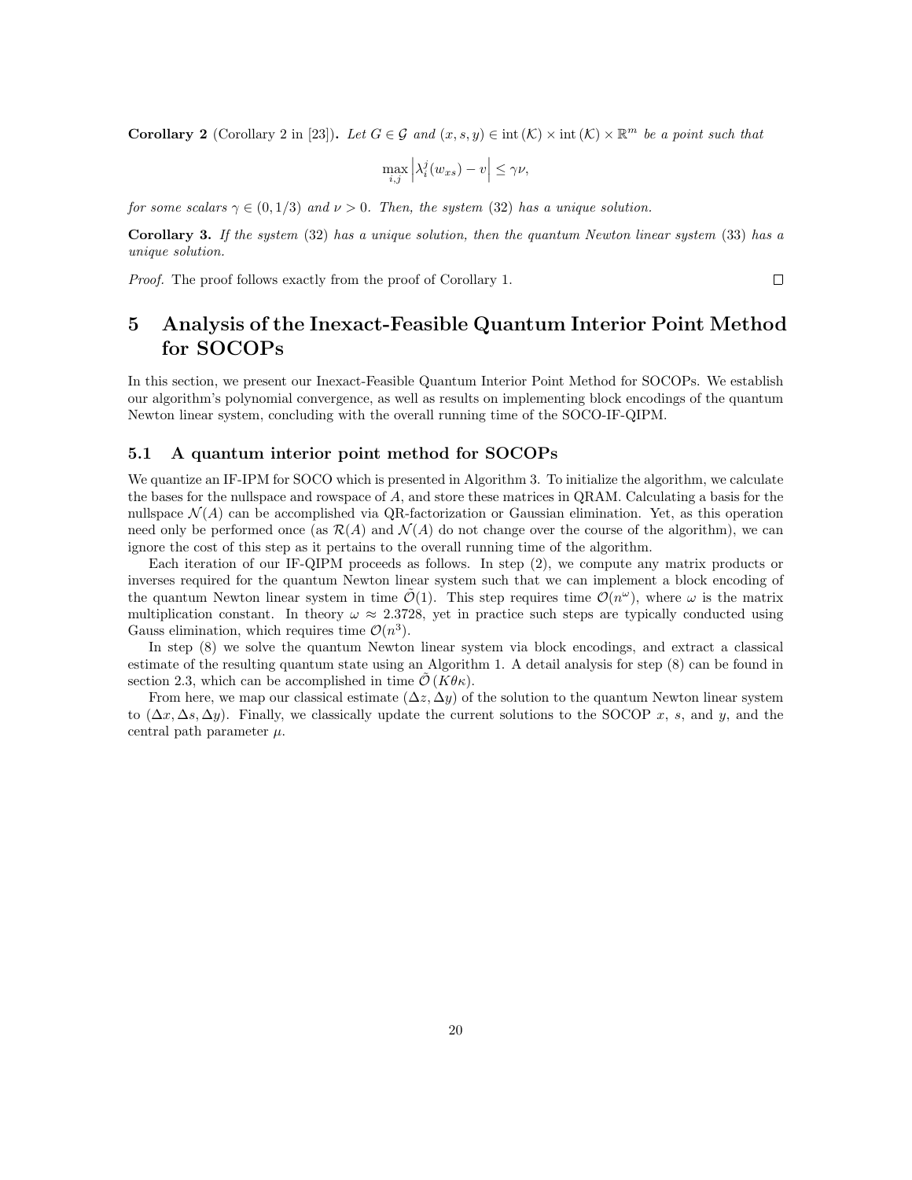**Corollary 2** (Corollary 2 in [23])**.** *Let $G \in \mathcal{G}$ and $(x, s, y) \in \operatorname{int}(\mathcal{K}) \times \operatorname{int}(\mathcal{K}) \times \mathbb{R}^m$ be a point such that*

$$\max_{i,j} \left| \lambda_i^j(w_{xs}) - v \right| \leq \gamma\nu,$$

*for some scalars $\gamma \in (0, 1/3)$ and $\nu > 0$. Then, the system (32) has a unique solution.*

**Corollary 3.** *If the system (32) has a unique solution, then the quantum Newton linear system (33) has a unique solution.*

*Proof.* The proof follows exactly from the proof of Corollary 1. □

# 5 Analysis of the Inexact-Feasible Quantum Interior Point Method for SOCOPs

In this section, we present our Inexact-Feasible Quantum Interior Point Method for SOCOPs. We establish our algorithm's polynomial convergence, as well as results on implementing block encodings of the quantum Newton linear system, concluding with the overall running time of the SOCO-IF-QIPM.

## 5.1 A quantum interior point method for SOCOPs

We quantize an IF-IPM for SOCO which is presented in Algorithm 3. To initialize the algorithm, we calculate the bases for the nullspace and rowspace of $A$, and store these matrices in QRAM. Calculating a basis for the nullspace $\mathcal{N}(A)$ can be accomplished via QR-factorization or Gaussian elimination. Yet, as this operation need only be performed once (as $\mathcal{R}(A)$ and $\mathcal{N}(A)$ do not change over the course of the algorithm), we can ignore the cost of this step as it pertains to the overall running time of the algorithm.

Each iteration of our IF-QIPM proceeds as follows. In step (2), we compute any matrix products or inverses required for the quantum Newton linear system such that we can implement a block encoding of the quantum Newton linear system in time $\tilde{\mathcal{O}}(1)$. This step requires time $\mathcal{O}(n^\omega)$, where $\omega$ is the matrix multiplication constant. In theory $\omega \approx 2.3728$, yet in practice such steps are typically conducted using Gauss elimination, which requires time $\mathcal{O}(n^3)$.

In step (8) we solve the quantum Newton linear system via block encodings, and extract a classical estimate of the resulting quantum state using an Algorithm 1. A detail analysis for step (8) can be found in section 2.3, which can be accomplished in time $\tilde{\mathcal{O}}(K\theta\kappa)$.

From here, we map our classical estimate $(\Delta z, \Delta y)$ of the solution to the quantum Newton linear system to $(\Delta x, \Delta s, \Delta y)$. Finally, we classically update the current solutions to the SOCOP $x$, $s$, and $y$, and the central path parameter $\mu$.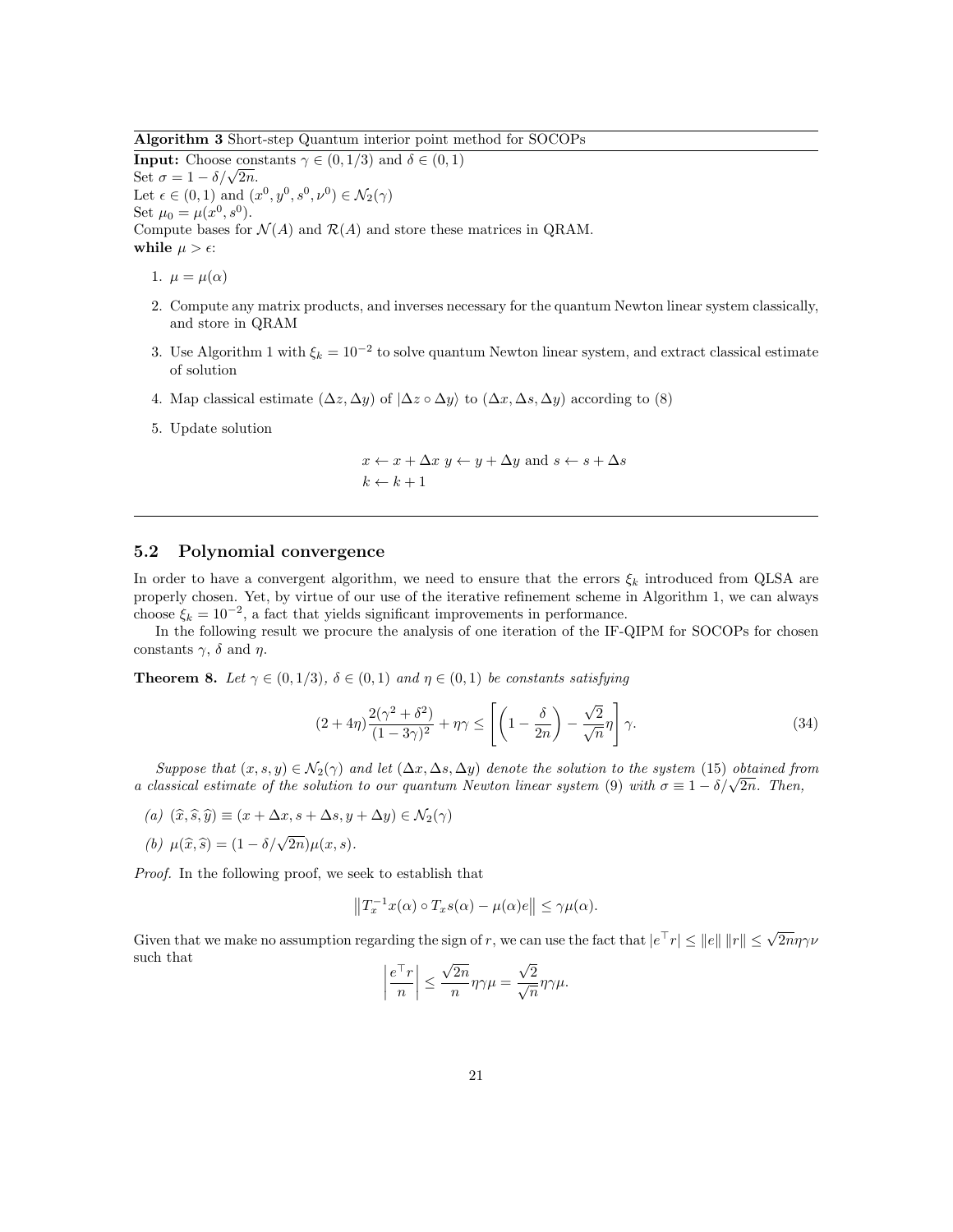**Algorithm 3** Short-step Quantum interior point method for SOCOPs

**Input:** Choose constants $\gamma \in (0, 1/3)$ and $\delta \in (0, 1)$
Set $\sigma = 1 - \delta/\sqrt{2n}$.
Let $\epsilon \in (0, 1)$ and $(x^0, y^0, s^0, \nu^0) \in \mathcal{N}_2(\gamma)$
Set $\mu_0 = \mu(x^0, s^0)$.
Compute bases for $\mathcal{N}(A)$ and $\mathcal{R}(A)$ and store these matrices in QRAM.
**while** $\mu > \epsilon$:

1. $\mu = \mu(\alpha)$
2. Compute any matrix products, and inverses necessary for the quantum Newton linear system classically, and store in QRAM
3. Use Algorithm 1 with $\xi_k = 10^{-2}$ to solve quantum Newton linear system, and extract classical estimate of solution
4. Map classical estimate $(\Delta z, \Delta y)$ of $|\Delta z \circ \Delta y\rangle$ to $(\Delta x, \Delta s, \Delta y)$ according to (8)
5. Update solution

$$
x \leftarrow x + \Delta x \ y \leftarrow y + \Delta y \text{ and } s \leftarrow s + \Delta s
$$
$$
k \leftarrow k + 1
$$

## 5.2 Polynomial convergence

In order to have a convergent algorithm, we need to ensure that the errors $\xi_k$ introduced from QLSA are properly chosen. Yet, by virtue of our use of the iterative refinement scheme in Algorithm 1, we can always choose $\xi_k = 10^{-2}$, a fact that yields significant improvements in performance.

In the following result we procure the analysis of one iteration of the IF-QIPM for SOCOPs for chosen constants $\gamma$, $\delta$ and $\eta$.

**Theorem 8.** *Let $\gamma \in (0, 1/3)$, $\delta \in (0, 1)$ and $\eta \in (0, 1)$ be constants satisfying*

$$
(2 + 4\eta)\frac{2(\gamma^2 + \delta^2)}{(1 - 3\gamma)^2} + \eta\gamma \leq \left[\left(1 - \frac{\delta}{2n}\right) - \frac{\sqrt{2}}{\sqrt{n}}\eta\right]\gamma. \tag{34}
$$

*Suppose that $(x, s, y) \in \mathcal{N}_2(\gamma)$ and let $(\Delta x, \Delta s, \Delta y)$ denote the solution to the system (15) obtained from a classical estimate of the solution to our quantum Newton linear system (9) with $\sigma \equiv 1 - \delta/\sqrt{2n}$. Then,*

*(a) $(\widehat{x}, \widehat{s}, \widehat{y}) \equiv (x + \Delta x, s + \Delta s, y + \Delta y) \in \mathcal{N}_2(\gamma)$*

*(b) $\mu(\widehat{x}, \widehat{s}) = (1 - \delta/\sqrt{2n})\mu(x, s)$.*

*Proof.* In the following proof, we seek to establish that

$$
\left\| T_x^{-1} x(\alpha) \circ T_x s(\alpha) - \mu(\alpha) e \right\| \leq \gamma \mu(\alpha).
$$

Given that we make no assumption regarding the sign of $r$, we can use the fact that $|e^\top r| \leq \|e\| \, \|r\| \leq \sqrt{2n}\eta\gamma\nu$ such that

$$
\left| \frac{e^\top r}{n} \right| \leq \frac{\sqrt{2n}}{n} \eta\gamma\mu = \frac{\sqrt{2}}{\sqrt{n}} \eta\gamma\mu.
$$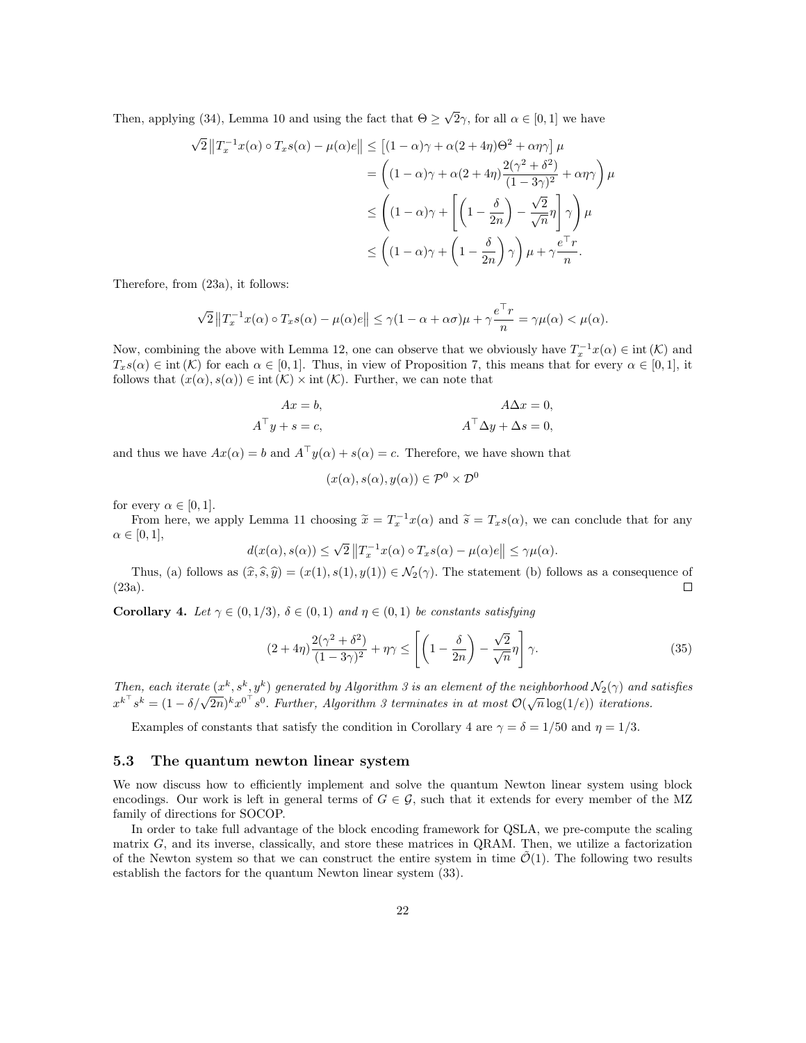Then, applying (34), Lemma 10 and using the fact that $\Theta \geq \sqrt{2}\gamma$, for all $\alpha \in [0,1]$ we have

$$
\begin{aligned}
\sqrt{2}\left\|T_x^{-1}x(\alpha) \circ T_x s(\alpha) - \mu(\alpha)e\right\| &\leq \left[(1-\alpha)\gamma + \alpha(2+4\eta)\Theta^2 + \alpha\eta\gamma\right]\mu \\
&= \left((1-\alpha)\gamma + \alpha(2+4\eta)\frac{2(\gamma^2+\delta^2)}{(1-3\gamma)^2} + \alpha\eta\gamma\right)\mu \\
&\leq \left((1-\alpha)\gamma + \left[\left(1-\frac{\delta}{2n}\right) - \frac{\sqrt{2}}{\sqrt{n}}\eta\right]\gamma\right)\mu \\
&\leq \left((1-\alpha)\gamma + \left(1-\frac{\delta}{2n}\right)\gamma\right)\mu + \gamma\frac{e^\top r}{n}.
\end{aligned}
$$

Therefore, from (23a), it follows:

$$
\sqrt{2}\left\|T_x^{-1}x(\alpha) \circ T_x s(\alpha) - \mu(\alpha)e\right\| \leq \gamma(1-\alpha+\alpha\sigma)\mu + \gamma\frac{e^\top r}{n} = \gamma\mu(\alpha) < \mu(\alpha).
$$

Now, combining the above with Lemma 12, one can observe that we obviously have $T_x^{-1}x(\alpha) \in \operatorname{int}(\mathcal{K})$ and $T_x s(\alpha) \in \operatorname{int}(\mathcal{K})$ for each $\alpha \in [0,1]$. Thus, in view of Proposition 7, this means that for every $\alpha \in [0,1]$, it follows that $(x(\alpha), s(\alpha)) \in \operatorname{int}(\mathcal{K}) \times \operatorname{int}(\mathcal{K})$. Further, we can note that

$$
\begin{aligned}
Ax &= b, & A\Delta x &= 0, \\
A^\top y + s &= c, & A^\top \Delta y + \Delta s &= 0,
\end{aligned}
$$

and thus we have $Ax(\alpha) = b$ and $A^\top y(\alpha) + s(\alpha) = c$. Therefore, we have shown that

$$
(x(\alpha), s(\alpha), y(\alpha)) \in \mathcal{P}^0 \times \mathcal{D}^0
$$

for every $\alpha \in [0,1]$.

From here, we apply Lemma 11 choosing $\widetilde{x} = T_x^{-1}x(\alpha)$ and $\widetilde{s} = T_x s(\alpha)$, we can conclude that for any $\alpha \in [0,1]$,

$$
d(x(\alpha), s(\alpha)) \leq \sqrt{2}\left\|T_x^{-1}x(\alpha) \circ T_x s(\alpha) - \mu(\alpha)e\right\| \leq \gamma\mu(\alpha).
$$

Thus, (a) follows as $(\widehat{x}, \widehat{s}, \widehat{y}) = (x(1), s(1), y(1)) \in \mathcal{N}_2(\gamma)$. The statement (b) follows as a consequence of (23a). □

**Corollary 4.** *Let $\gamma \in (0, 1/3)$, $\delta \in (0,1)$ and $\eta \in (0,1)$ be constants satisfying*

$$
(2+4\eta)\frac{2(\gamma^2+\delta^2)}{(1-3\gamma)^2} + \eta\gamma \leq \left[\left(1-\frac{\delta}{2n}\right) - \frac{\sqrt{2}}{\sqrt{n}}\eta\right]\gamma. \tag{35}
$$

*Then, each iterate $(x^k, s^k, y^k)$ generated by Algorithm 3 is an element of the neighborhood $\mathcal{N}_2(\gamma)$ and satisfies ${x^k}^\top s^k = (1-\delta/\sqrt{2n})^k {x^0}^\top s^0$. Further, Algorithm 3 terminates in at most $\mathcal{O}(\sqrt{n}\log(1/\epsilon))$ iterations.*

Examples of constants that satisfy the condition in Corollary 4 are $\gamma = \delta = 1/50$ and $\eta = 1/3$.

### 5.3 The quantum newton linear system

We now discuss how to efficiently implement and solve the quantum Newton linear system using block encodings. Our work is left in general terms of $G \in \mathcal{G}$, such that it extends for every member of the MZ family of directions for SOCOP.

In order to take full advantage of the block encoding framework for QSLA, we pre-compute the scaling matrix $G$, and its inverse, classically, and store these matrices in QRAM. Then, we utilize a factorization of the Newton system so that we can construct the entire system in time $\tilde{\mathcal{O}}(1)$. The following two results establish the factors for the quantum Newton linear system (33).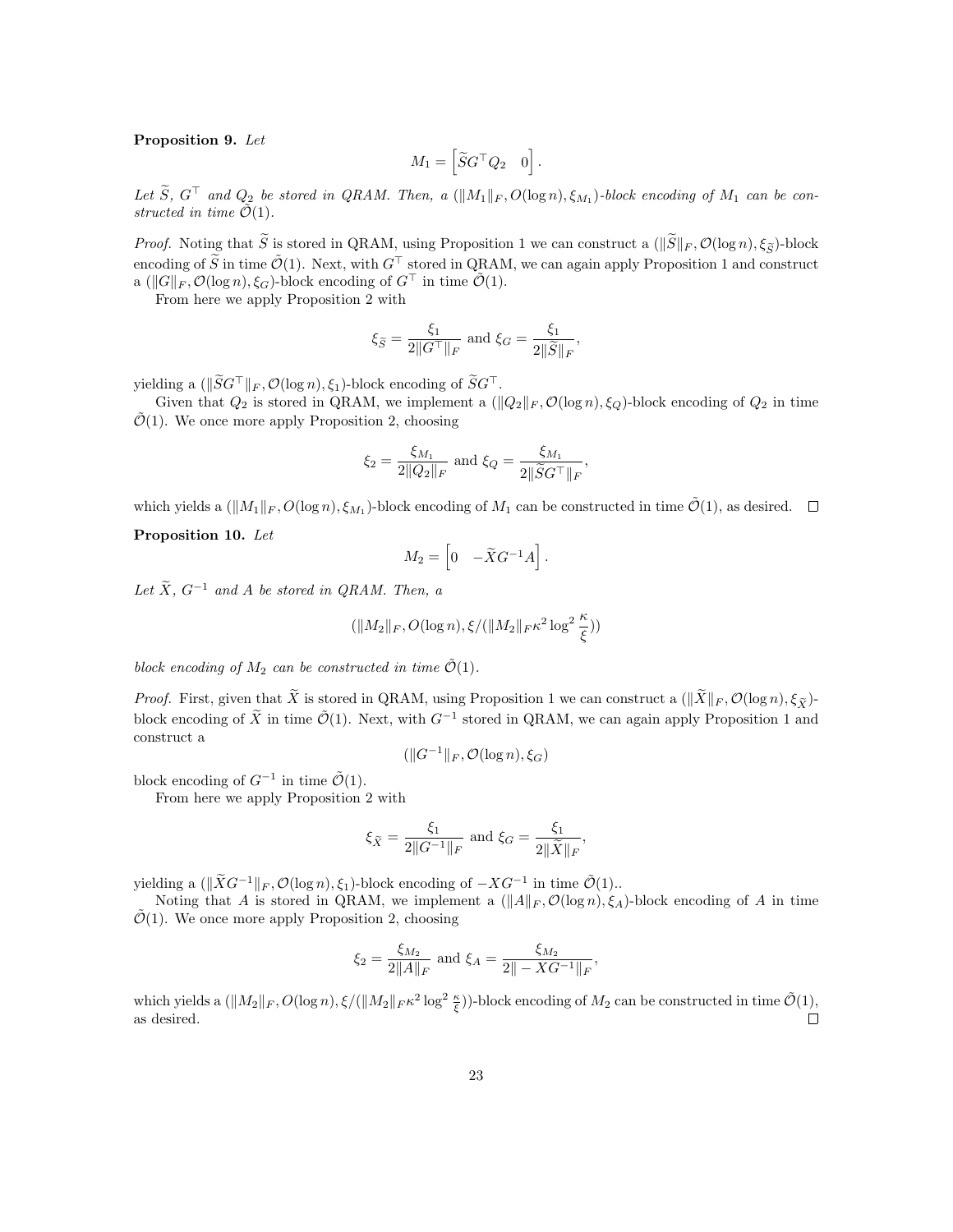**Proposition 9.** *Let*

$$M_1 = \begin{bmatrix} \widetilde{S}G^\top Q_2 & 0 \end{bmatrix}.$$

*Let $\widetilde{S}$, $G^\top$ and $Q_2$ be stored in QRAM. Then, a $(\|M_1\|_F, O(\log n), \xi_{M_1})$-block encoding of $M_1$ can be constructed in time $\tilde{\mathcal{O}}(1)$.*

*Proof.* Noting that $\widetilde{S}$ is stored in QRAM, using Proposition 1 we can construct a $(\|\widetilde{S}\|_F, \mathcal{O}(\log n), \xi_{\widetilde{S}})$-block encoding of $\widetilde{S}$ in time $\tilde{\mathcal{O}}(1)$. Next, with $G^\top$ stored in QRAM, we can again apply Proposition 1 and construct a $(\|G\|_F, \mathcal{O}(\log n), \xi_G)$-block encoding of $G^\top$ in time $\tilde{\mathcal{O}}(1)$.

From here we apply Proposition 2 with

$$\xi_{\widetilde{S}} = \frac{\xi_1}{2\|G^\top\|_F} \text{ and } \xi_G = \frac{\xi_1}{2\|\widetilde{S}\|_F},$$

yielding a $(\|\widetilde{S}G^\top\|_F, \mathcal{O}(\log n), \xi_1)$-block encoding of $\widetilde{S}G^\top$.

Given that $Q_2$ is stored in QRAM, we implement a $(\|Q_2\|_F, \mathcal{O}(\log n), \xi_Q)$-block encoding of $Q_2$ in time $\tilde{\mathcal{O}}(1)$. We once more apply Proposition 2, choosing

$$\xi_2 = \frac{\xi_{M_1}}{2\|Q_2\|_F} \text{ and } \xi_Q = \frac{\xi_{M_1}}{2\|\widetilde{S}G^\top\|_F},$$

which yields a $(\|M_1\|_F, O(\log n), \xi_{M_1})$-block encoding of $M_1$ can be constructed in time $\tilde{\mathcal{O}}(1)$, as desired. ∎

**Proposition 10.** *Let*

$$M_2 = \begin{bmatrix} 0 & -\widetilde{X}G^{-1}A \end{bmatrix}.$$

*Let $\widetilde{X}$, $G^{-1}$ and $A$ be stored in QRAM. Then, a*

$$(\|M_2\|_F, O(\log n), \xi/(\|M_2\|_F \kappa^2 \log^2 \frac{\kappa}{\xi}))$$

*block encoding of $M_2$ can be constructed in time $\tilde{\mathcal{O}}(1)$.*

*Proof.* First, given that $\widetilde{X}$ is stored in QRAM, using Proposition 1 we can construct a $(\|\widetilde{X}\|_F, \mathcal{O}(\log n), \xi_{\widetilde{X}})$-block encoding of $\widetilde{X}$ in time $\tilde{\mathcal{O}}(1)$. Next, with $G^{-1}$ stored in QRAM, we can again apply Proposition 1 and construct a

$$(\|G^{-1}\|_F, \mathcal{O}(\log n), \xi_G)$$

block encoding of $G^{-1}$ in time $\tilde{\mathcal{O}}(1)$.

From here we apply Proposition 2 with

$$\xi_{\widetilde{X}} = \frac{\xi_1}{2\|G^{-1}\|_F} \text{ and } \xi_G = \frac{\xi_1}{2\|\widetilde{X}\|_F},$$

yielding a $(\|\widetilde{X}G^{-1}\|_F, \mathcal{O}(\log n), \xi_1)$-block encoding of $-XG^{-1}$ in time $\tilde{\mathcal{O}}(1)$..

Noting that $A$ is stored in QRAM, we implement a $(\|A\|_F, \mathcal{O}(\log n), \xi_A)$-block encoding of $A$ in time $\tilde{\mathcal{O}}(1)$. We once more apply Proposition 2, choosing

$$\xi_2 = \frac{\xi_{M_2}}{2\|A\|_F} \text{ and } \xi_A = \frac{\xi_{M_2}}{2\|-XG^{-1}\|_F},$$

which yields a $(\|M_2\|_F, O(\log n), \xi/(\|M_2\|_F \kappa^2 \log^2 \frac{\kappa}{\xi}))$-block encoding of $M_2$ can be constructed in time $\tilde{\mathcal{O}}(1)$, as desired. ∎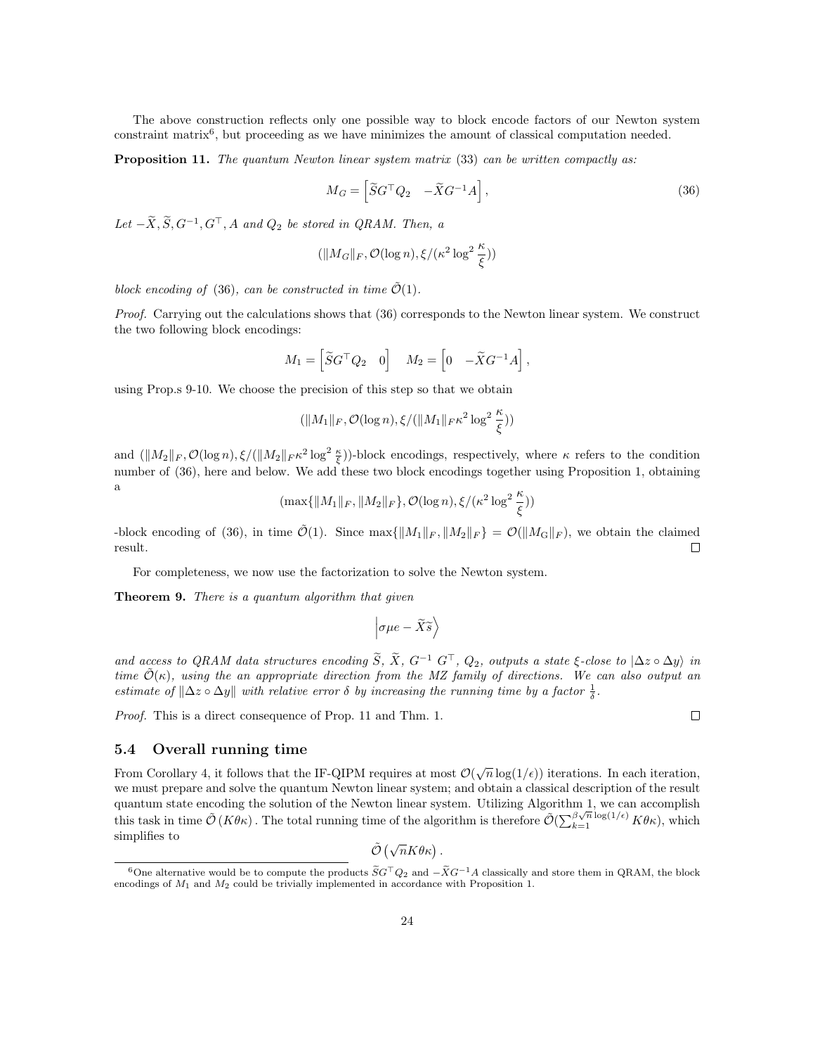The above construction reflects only one possible way to block encode factors of our Newton system constraint matrix[6], but proceeding as we have minimizes the amount of classical computation needed.

**Proposition 11.** *The quantum Newton linear system matrix* (33) *can be written compactly as:*

$$M_G = \left[\widetilde{S}G^\top Q_2 \quad -\widetilde{X}G^{-1}A\right], \tag{36}$$

*Let* $-\widetilde{X}, \widetilde{S}, G^{-1}, G^\top, A$ *and* $Q_2$ *be stored in QRAM. Then, a*

$$(\|M_G\|_F, \mathcal{O}(\log n), \xi/(\kappa^2 \log^2 \frac{\kappa}{\xi}))$$

*block encoding of* (36)*, can be constructed in time* $\tilde{\mathcal{O}}(1)$.

*Proof.* Carrying out the calculations shows that (36) corresponds to the Newton linear system. We construct the two following block encodings:

$$M_1 = \left[\widetilde{S}G^\top Q_2 \quad 0\right] \quad M_2 = \left[0 \quad -\widetilde{X}G^{-1}A\right],$$

using Prop.s 9-10. We choose the precision of this step so that we obtain

$$(\|M_1\|_F, \mathcal{O}(\log n), \xi/(\|M_1\|_F \kappa^2 \log^2 \frac{\kappa}{\xi}))$$

and $(\|M_2\|_F, \mathcal{O}(\log n), \xi/(\|M_2\|_F \kappa^2 \log^2 \frac{\kappa}{\xi}))$-block encodings, respectively, where $\kappa$ refers to the condition number of (36), here and below. We add these two block encodings together using Proposition 1, obtaining a

$$(\max\{\|M_1\|_F, \|M_2\|_F\}, \mathcal{O}(\log n), \xi/(\kappa^2 \log^2 \frac{\kappa}{\xi}))$$

-block encoding of (36), in time $\tilde{\mathcal{O}}(1)$. Since $\max\{\|M_1\|_F, \|M_2\|_F\} = \mathcal{O}(\|M_G\|_F)$, we obtain the claimed result. $\square$

For completeness, we now use the factorization to solve the Newton system.

**Theorem 9.** *There is a quantum algorithm that given*

$$\left|\sigma\mu e - \widetilde{X}\widetilde{s}\right\rangle$$

*and access to QRAM data structures encoding* $\widetilde{S}$, $\widetilde{X}$, $G^{-1}$ $G^\top$, $Q_2$, *outputs a state* $\xi$*-close to* $|\Delta z \circ \Delta y\rangle$ *in time* $\tilde{\mathcal{O}}(\kappa)$, *using the an appropriate direction from the MZ family of directions. We can also output an estimate of* $\|\Delta z \circ \Delta y\|$ *with relative error* $\delta$ *by increasing the running time by a factor* $\frac{1}{\delta}$.

*Proof.* This is a direct consequence of Prop. 11 and Thm. 1. $\square$

### 5.4 Overall running time

From Corollary 4, it follows that the IF-QIPM requires at most $\mathcal{O}(\sqrt{n}\log(1/\epsilon))$ iterations. In each iteration, we must prepare and solve the quantum Newton linear system; and obtain a classical description of the result quantum state encoding the solution of the Newton linear system. Utilizing Algorithm 1, we can accomplish this task in time $\tilde{\mathcal{O}}(K\theta\kappa)$. The total running time of the algorithm is therefore $\tilde{\mathcal{O}}(\sum_{k=1}^{\beta\sqrt{n}\log(1/\epsilon)} K\theta\kappa)$, which simplifies to

$$\tilde{\mathcal{O}}\left(\sqrt{n}K\theta\kappa\right).$$

[6] One alternative would be to compute the products $\widetilde{S}G^\top Q_2$ and $-\widetilde{X}G^{-1}A$ classically and store them in QRAM, the block encodings of $M_1$ and $M_2$ could be trivially implemented in accordance with Proposition 1.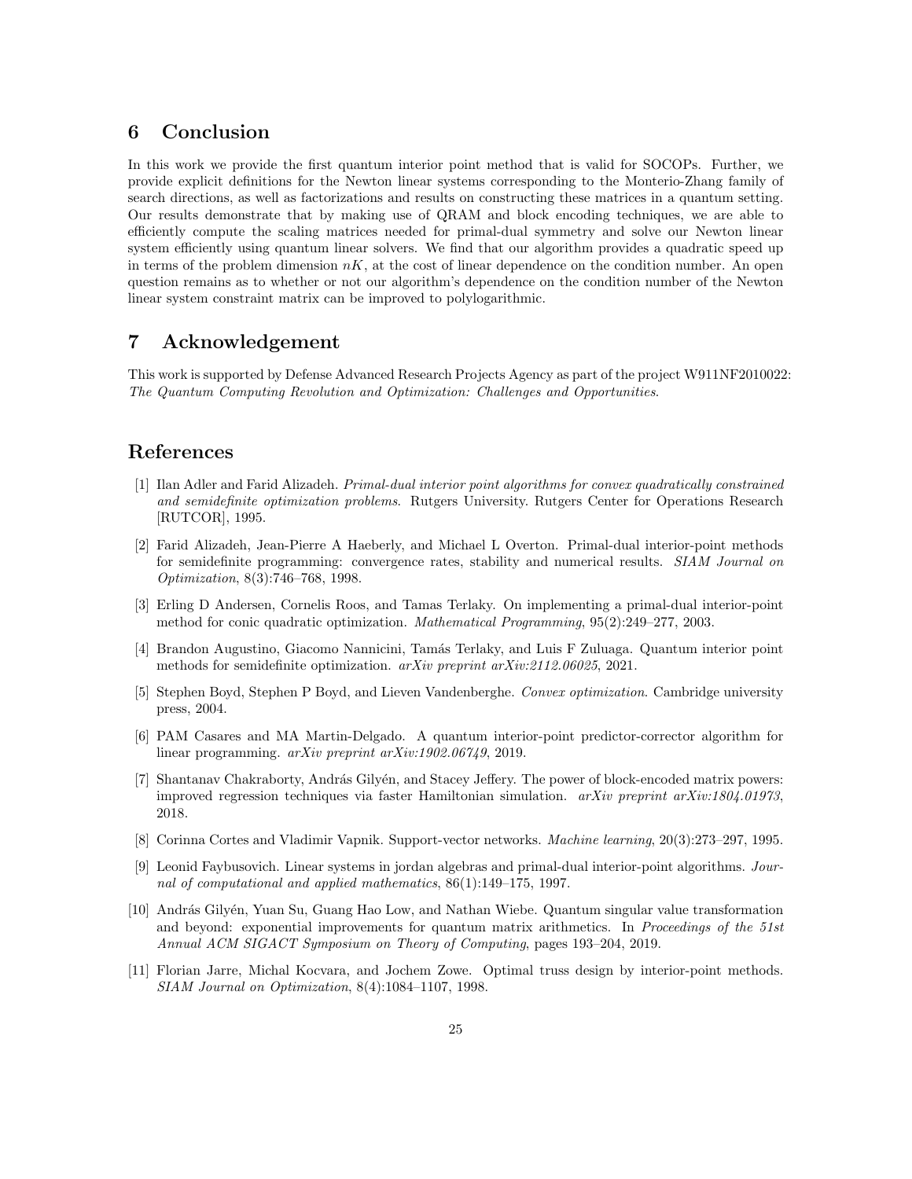## 6 Conclusion

In this work we provide the first quantum interior point method that is valid for SOCOPs. Further, we provide explicit definitions for the Newton linear systems corresponding to the Monterio-Zhang family of search directions, as well as factorizations and results on constructing these matrices in a quantum setting. Our results demonstrate that by making use of QRAM and block encoding techniques, we are able to efficiently compute the scaling matrices needed for primal-dual symmetry and solve our Newton linear system efficiently using quantum linear solvers. We find that our algorithm provides a quadratic speed up in terms of the problem dimension $nK$, at the cost of linear dependence on the condition number. An open question remains as to whether or not our algorithm's dependence on the condition number of the Newton linear system constraint matrix can be improved to polylogarithmic.

## 7 Acknowledgement

This work is supported by Defense Advanced Research Projects Agency as part of the project W911NF2010022: *The Quantum Computing Revolution and Optimization: Challenges and Opportunities*.

## References

[1] Ilan Adler and Farid Alizadeh. *Primal-dual interior point algorithms for convex quadratically constrained and semidefinite optimization problems*. Rutgers University. Rutgers Center for Operations Research [RUTCOR], 1995.

[2] Farid Alizadeh, Jean-Pierre A Haeberly, and Michael L Overton. Primal-dual interior-point methods for semidefinite programming: convergence rates, stability and numerical results. *SIAM Journal on Optimization*, 8(3):746–768, 1998.

[3] Erling D Andersen, Cornelis Roos, and Tamas Terlaky. On implementing a primal-dual interior-point method for conic quadratic optimization. *Mathematical Programming*, 95(2):249–277, 2003.

[4] Brandon Augustino, Giacomo Nannicini, Tamás Terlaky, and Luis F Zuluaga. Quantum interior point methods for semidefinite optimization. *arXiv preprint arXiv:2112.06025*, 2021.

[5] Stephen Boyd, Stephen P Boyd, and Lieven Vandenberghe. *Convex optimization*. Cambridge university press, 2004.

[6] PAM Casares and MA Martin-Delgado. A quantum interior-point predictor-corrector algorithm for linear programming. *arXiv preprint arXiv:1902.06749*, 2019.

[7] Shantanav Chakraborty, András Gilyén, and Stacey Jeffery. The power of block-encoded matrix powers: improved regression techniques via faster Hamiltonian simulation. *arXiv preprint arXiv:1804.01973*, 2018.

[8] Corinna Cortes and Vladimir Vapnik. Support-vector networks. *Machine learning*, 20(3):273–297, 1995.

[9] Leonid Faybusovich. Linear systems in jordan algebras and primal-dual interior-point algorithms. *Journal of computational and applied mathematics*, 86(1):149–175, 1997.

[10] András Gilyén, Yuan Su, Guang Hao Low, and Nathan Wiebe. Quantum singular value transformation and beyond: exponential improvements for quantum matrix arithmetics. In *Proceedings of the 51st Annual ACM SIGACT Symposium on Theory of Computing*, pages 193–204, 2019.

[11] Florian Jarre, Michal Kocvara, and Jochem Zowe. Optimal truss design by interior-point methods. *SIAM Journal on Optimization*, 8(4):1084–1107, 1998.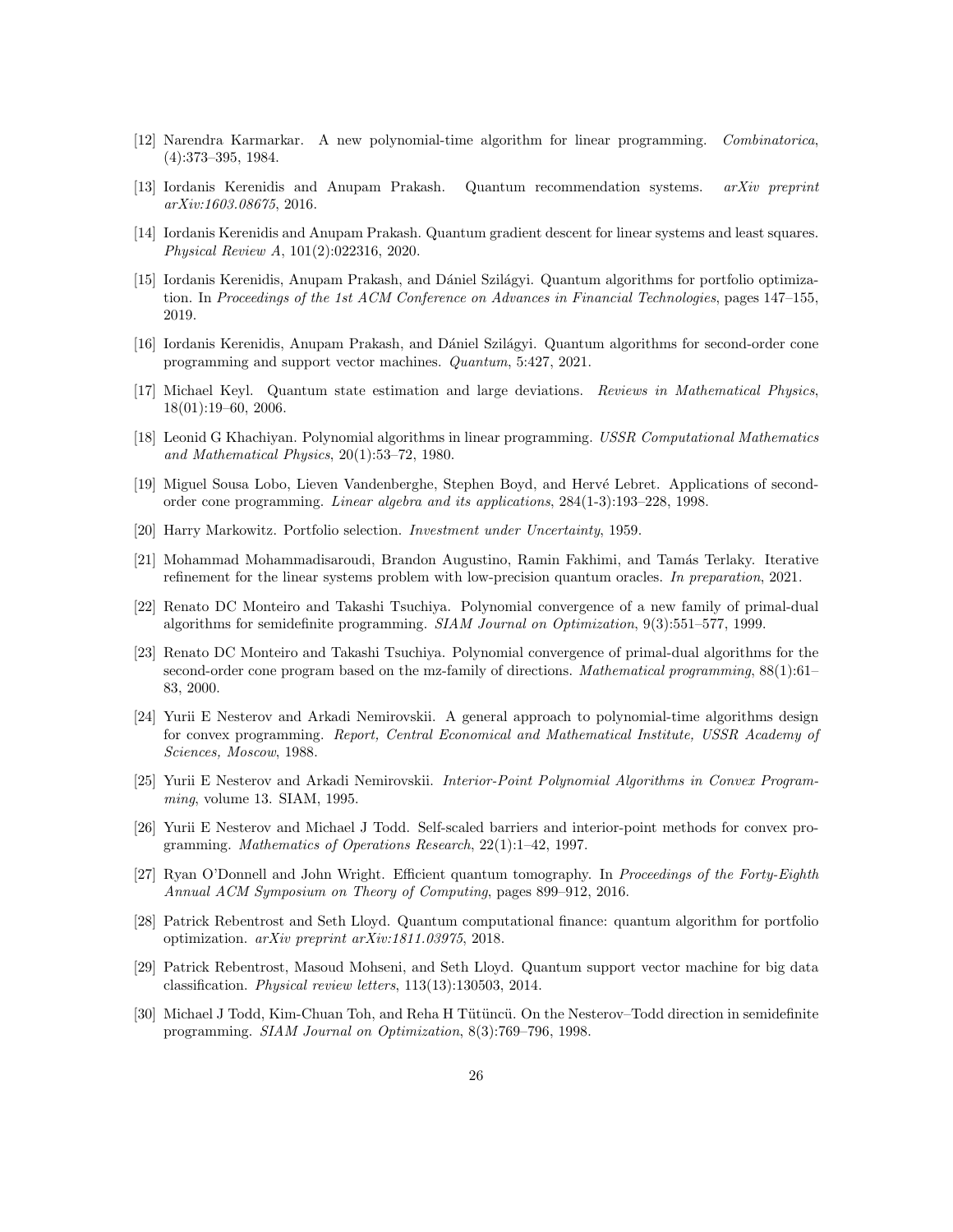[12] Narendra Karmarkar. A new polynomial-time algorithm for linear programming. *Combinatorica*, (4):373–395, 1984.

[13] Iordanis Kerenidis and Anupam Prakash. Quantum recommendation systems. *arXiv preprint arXiv:1603.08675*, 2016.

[14] Iordanis Kerenidis and Anupam Prakash. Quantum gradient descent for linear systems and least squares. *Physical Review A*, 101(2):022316, 2020.

[15] Iordanis Kerenidis, Anupam Prakash, and Dániel Szilágyi. Quantum algorithms for portfolio optimization. In *Proceedings of the 1st ACM Conference on Advances in Financial Technologies*, pages 147–155, 2019.

[16] Iordanis Kerenidis, Anupam Prakash, and Dániel Szilágyi. Quantum algorithms for second-order cone programming and support vector machines. *Quantum*, 5:427, 2021.

[17] Michael Keyl. Quantum state estimation and large deviations. *Reviews in Mathematical Physics*, 18(01):19–60, 2006.

[18] Leonid G Khachiyan. Polynomial algorithms in linear programming. *USSR Computational Mathematics and Mathematical Physics*, 20(1):53–72, 1980.

[19] Miguel Sousa Lobo, Lieven Vandenberghe, Stephen Boyd, and Hervé Lebret. Applications of second-order cone programming. *Linear algebra and its applications*, 284(1-3):193–228, 1998.

[20] Harry Markowitz. Portfolio selection. *Investment under Uncertainty*, 1959.

[21] Mohammad Mohammadisaroudi, Brandon Augustino, Ramin Fakhimi, and Tamás Terlaky. Iterative refinement for the linear systems problem with low-precision quantum oracles. *In preparation*, 2021.

[22] Renato DC Monteiro and Takashi Tsuchiya. Polynomial convergence of a new family of primal-dual algorithms for semidefinite programming. *SIAM Journal on Optimization*, 9(3):551–577, 1999.

[23] Renato DC Monteiro and Takashi Tsuchiya. Polynomial convergence of primal-dual algorithms for the second-order cone program based on the mz-family of directions. *Mathematical programming*, 88(1):61–83, 2000.

[24] Yurii E Nesterov and Arkadi Nemirovskii. A general approach to polynomial-time algorithms design for convex programming. *Report, Central Economical and Mathematical Institute, USSR Academy of Sciences, Moscow*, 1988.

[25] Yurii E Nesterov and Arkadi Nemirovskii. *Interior-Point Polynomial Algorithms in Convex Programming*, volume 13. SIAM, 1995.

[26] Yurii E Nesterov and Michael J Todd. Self-scaled barriers and interior-point methods for convex programming. *Mathematics of Operations Research*, 22(1):1–42, 1997.

[27] Ryan O'Donnell and John Wright. Efficient quantum tomography. In *Proceedings of the Forty-Eighth Annual ACM Symposium on Theory of Computing*, pages 899–912, 2016.

[28] Patrick Rebentrost and Seth Lloyd. Quantum computational finance: quantum algorithm for portfolio optimization. *arXiv preprint arXiv:1811.03975*, 2018.

[29] Patrick Rebentrost, Masoud Mohseni, and Seth Lloyd. Quantum support vector machine for big data classification. *Physical review letters*, 113(13):130503, 2014.

[30] Michael J Todd, Kim-Chuan Toh, and Reha H Tütüncü. On the Nesterov–Todd direction in semidefinite programming. *SIAM Journal on Optimization*, 8(3):769–796, 1998.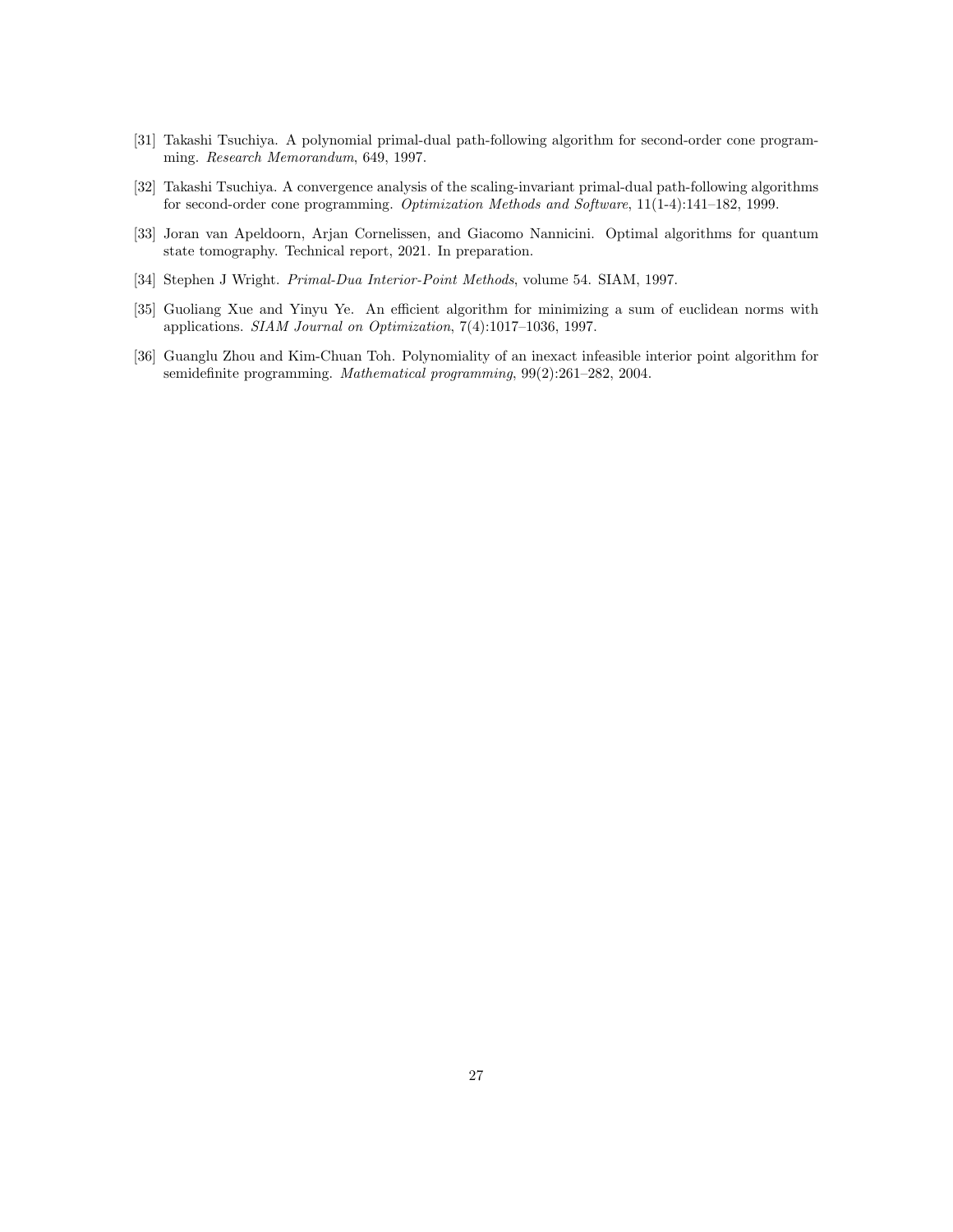[31] Takashi Tsuchiya. A polynomial primal-dual path-following algorithm for second-order cone programming. *Research Memorandum*, 649, 1997.

[32] Takashi Tsuchiya. A convergence analysis of the scaling-invariant primal-dual path-following algorithms for second-order cone programming. *Optimization Methods and Software*, 11(1-4):141–182, 1999.

[33] Joran van Apeldoorn, Arjan Cornelissen, and Giacomo Nannicini. Optimal algorithms for quantum state tomography. Technical report, 2021. In preparation.

[34] Stephen J Wright. *Primal-Dua Interior-Point Methods*, volume 54. SIAM, 1997.

[35] Guoliang Xue and Yinyu Ye. An efficient algorithm for minimizing a sum of euclidean norms with applications. *SIAM Journal on Optimization*, 7(4):1017–1036, 1997.

[36] Guanglu Zhou and Kim-Chuan Toh. Polynomiality of an inexact infeasible interior point algorithm for semidefinite programming. *Mathematical programming*, 99(2):261–282, 2004.